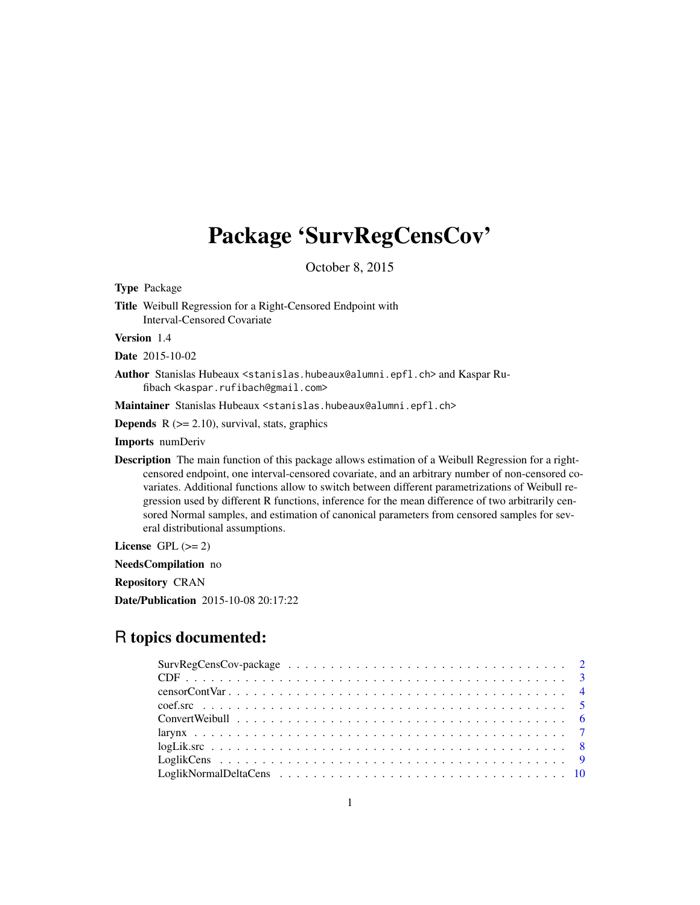# Package 'SurvRegCensCov'

October 8, 2015

**Type** Package

**Title** Weibull Regression for a Right-Censored Endpoint with Interval-Censored Covariate

**Version** 1.4

**Date** 2015-10-02

**Author** Stanislas Hubeaux <stanislas.hubeaux@alumni.epfl.ch> and Kaspar Rufibach <kaspar.rufibach@gmail.com>

**Maintainer** Stanislas Hubeaux <stanislas.hubeaux@alumni.epfl.ch>

**Depends** R (>= 2.10), survival, stats, graphics

**Imports** numDeriv

**Description** The main function of this package allows estimation of a Weibull Regression for a right-censored endpoint, one interval-censored covariate, and an arbitrary number of non-censored covariates. Additional functions allow to switch between different parametrizations of Weibull regression used by different R functions, inference for the mean difference of two arbitrarily censored Normal samples, and estimation of canonical parameters from censored samples for several distributional assumptions.

**License** GPL (>= 2)

**NeedsCompilation** no

**Repository** CRAN

**Date/Publication** 2015-10-08 20:17:22

## R topics documented:

| | |
|---|---|
| SurvRegCensCov-package | 2 |
| CDF | 3 |
| censorContVar | 4 |
| coef.src | 5 |
| ConvertWeibull | 6 |
| larynx | 7 |
| logLik.src | 8 |
| LoglikCens | 9 |
| LoglikNormalDeltaCens | 10 |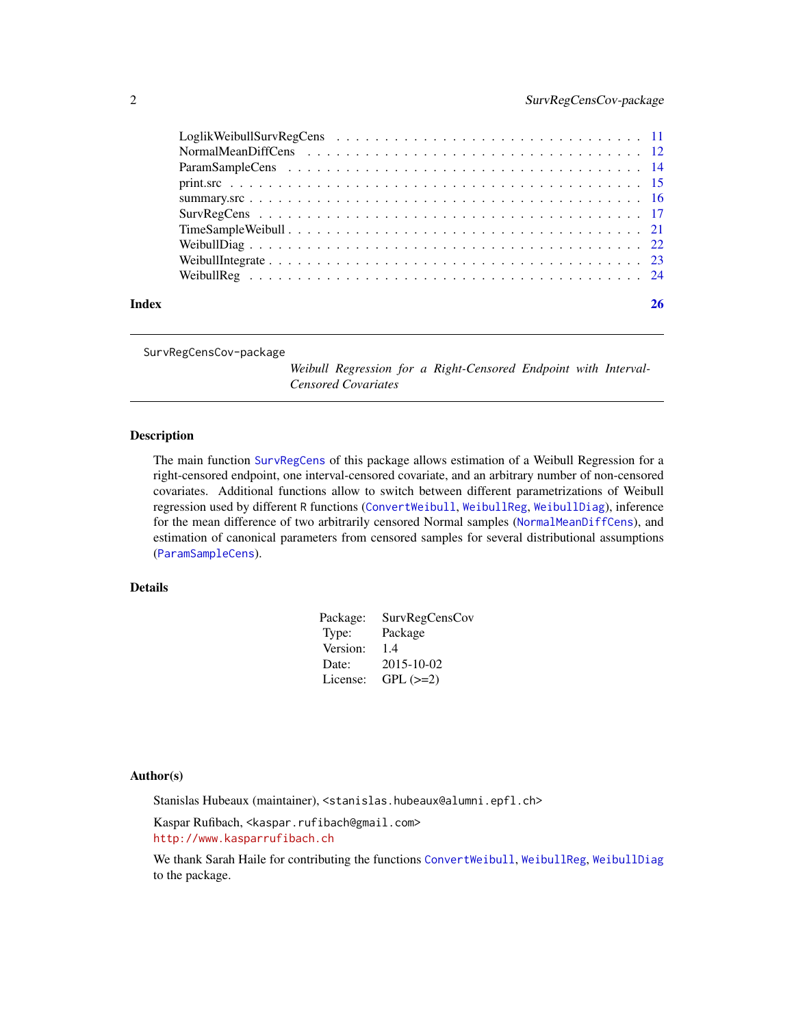| | |
|---|---|
| LoglikWeibullSurvRegCens | 11 |
| NormalMeanDiffCens | 12 |
| ParamSampleCens | 14 |
| print.src | 15 |
| summary.src | 16 |
| SurvRegCens | 17 |
| TimeSampleWeibull | 21 |
| WeibullDiag | 22 |
| WeibullIntegrate | 23 |
| WeibullReg | 24 |

**Index** **26**

---

SurvRegCensCov-package *Weibull Regression for a Right-Censored Endpoint with Interval-Censored Covariates*

---

## Description

The main function SurvRegCens of this package allows estimation of a Weibull Regression for a right-censored endpoint, one interval-censored covariate, and an arbitrary number of non-censored covariates. Additional functions allow to switch between different parametrizations of Weibull regression used by different R functions (ConvertWeibull, WeibullReg, WeibullDiag), inference for the mean difference of two arbitrarily censored Normal samples (NormalMeanDiffCens), and estimation of canonical parameters from censored samples for several distributional assumptions (ParamSampleCens).

## Details

| | |
|---|---|
| Package: | SurvRegCensCov |
| Type: | Package |
| Version: | 1.4 |
| Date: | 2015-10-02 |
| License: | GPL (>=2) |

## Author(s)

Stanislas Hubeaux (maintainer), <stanislas.hubeaux@alumni.epfl.ch>

Kaspar Rufibach, <kaspar.rufibach@gmail.com>
http://www.kasparrufibach.ch

We thank Sarah Haile for contributing the functions ConvertWeibull, WeibullReg, WeibullDiag to the package.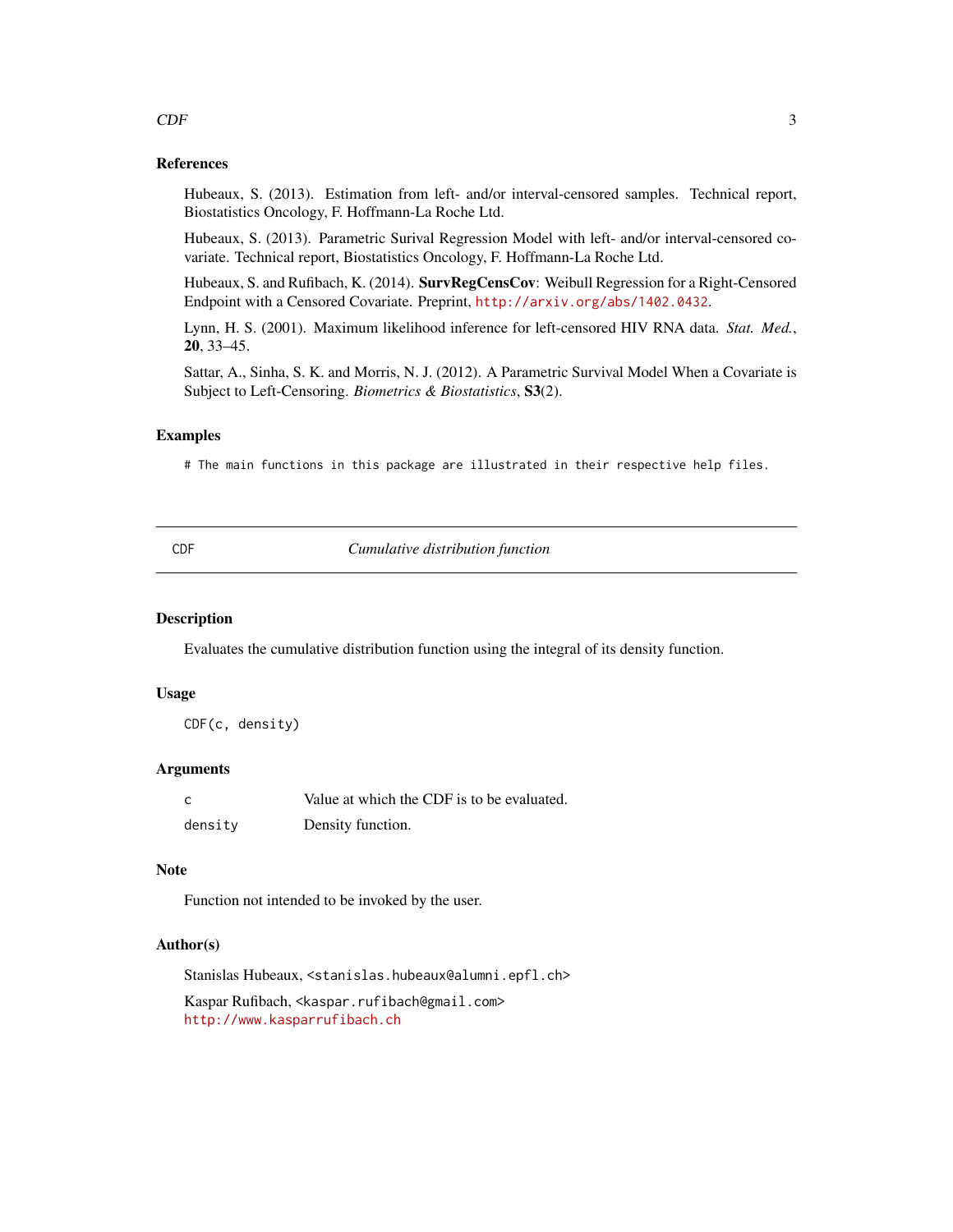### References

Hubeaux, S. (2013). Estimation from left- and/or interval-censored samples. Technical report, Biostatistics Oncology, F. Hoffmann-La Roche Ltd.

Hubeaux, S. (2013). Parametric Surival Regression Model with left- and/or interval-censored covariate. Technical report, Biostatistics Oncology, F. Hoffmann-La Roche Ltd.

Hubeaux, S. and Rufibach, K. (2014). **SurvRegCensCov**: Weibull Regression for a Right-Censored Endpoint with a Censored Covariate. Preprint, http://arxiv.org/abs/1402.0432.

Lynn, H. S. (2001). Maximum likelihood inference for left-censored HIV RNA data. *Stat. Med.*, **20**, 33–45.

Sattar, A., Sinha, S. K. and Morris, N. J. (2012). A Parametric Survival Model When a Covariate is Subject to Left-Censoring. *Biometrics & Biostatistics*, **S3**(2).

### Examples

```
# The main functions in this package are illustrated in their respective help files.
```

---

## CDF — *Cumulative distribution function*

---

### Description

Evaluates the cumulative distribution function using the integral of its density function.

### Usage

```
CDF(c, density)
```

### Arguments

| | |
|---|---|
| `c` | Value at which the CDF is to be evaluated. |
| `density` | Density function. |

### Note

Function not intended to be invoked by the user.

### Author(s)

Stanislas Hubeaux, <stanislas.hubeaux@alumni.epfl.ch>

Kaspar Rufibach, <kaspar.rufibach@gmail.com>
http://www.kasparrufibach.ch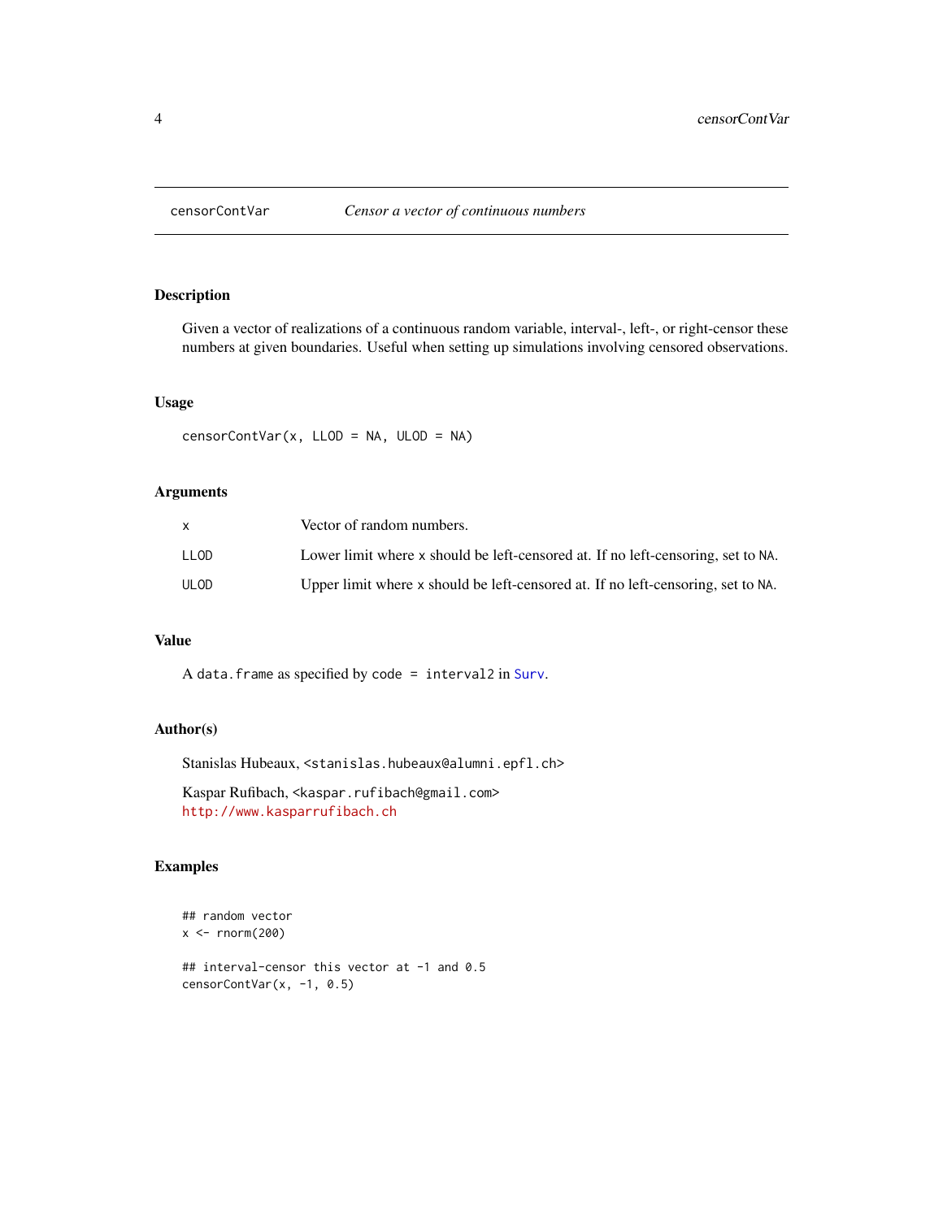# censorContVar — *Censor a vector of continuous numbers*

## Description

Given a vector of realizations of a continuous random variable, interval-, left-, or right-censor these numbers at given boundaries. Useful when setting up simulations involving censored observations.

## Usage

```
censorContVar(x, LLOD = NA, ULOD = NA)
```

## Arguments

| | |
|---|---|
| `x` | Vector of random numbers. |
| `LLOD` | Lower limit where `x` should be left-censored at. If no left-censoring, set to `NA`. |
| `ULOD` | Upper limit where `x` should be left-censored at. If no left-censoring, set to `NA`. |

## Value

A `data.frame` as specified by `code = interval2` in `Surv`.

## Author(s)

Stanislas Hubeaux, <stanislas.hubeaux@alumni.epfl.ch>

Kaspar Rufibach, <kaspar.rufibach@gmail.com>
http://www.kasparrufibach.ch

## Examples

```
## random vector
x <- rnorm(200)

## interval-censor this vector at -1 and 0.5
censorContVar(x, -1, 0.5)
```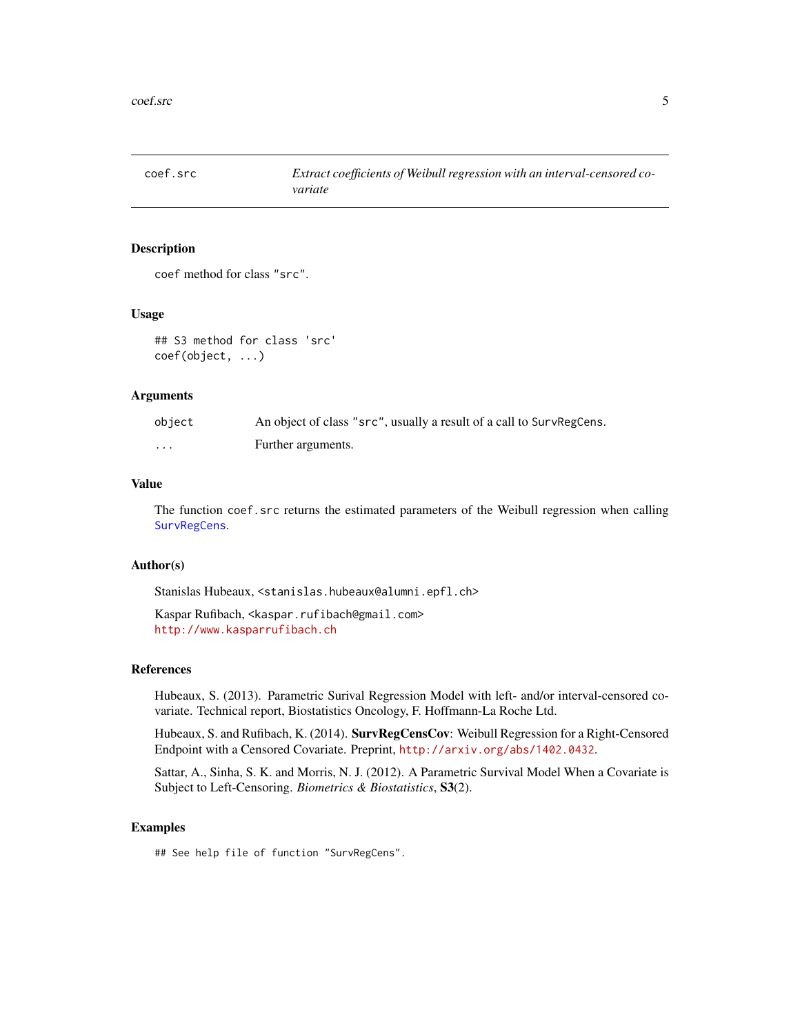| coef.src | *Extract coefficients of Weibull regression with an interval-censored covariate* |
|---|---|

### Description

`coef` method for class `"src"`.

### Usage

```
## S3 method for class 'src'
coef(object, ...)
```

### Arguments

| | |
|---|---|
| `object` | An object of class `"src"`, usually a result of a call to `SurvRegCens`. |
| `...` | Further arguments. |

### Value

The function `coef.src` returns the estimated parameters of the Weibull regression when calling `SurvRegCens`.

### Author(s)

Stanislas Hubeaux, <stanislas.hubeaux@alumni.epfl.ch>

Kaspar Rufibach, <kaspar.rufibach@gmail.com>
http://www.kasparrufibach.ch

### References

Hubeaux, S. (2013). Parametric Surival Regression Model with left- and/or interval-censored covariate. Technical report, Biostatistics Oncology, F. Hoffmann-La Roche Ltd.

Hubeaux, S. and Rufibach, K. (2014). **SurvRegCensCov**: Weibull Regression for a Right-Censored Endpoint with a Censored Covariate. Preprint, http://arxiv.org/abs/1402.0432.

Sattar, A., Sinha, S. K. and Morris, N. J. (2012). A Parametric Survival Model When a Covariate is Subject to Left-Censoring. *Biometrics & Biostatistics*, **S3**(2).

### Examples

```
## See help file of function "SurvRegCens".
```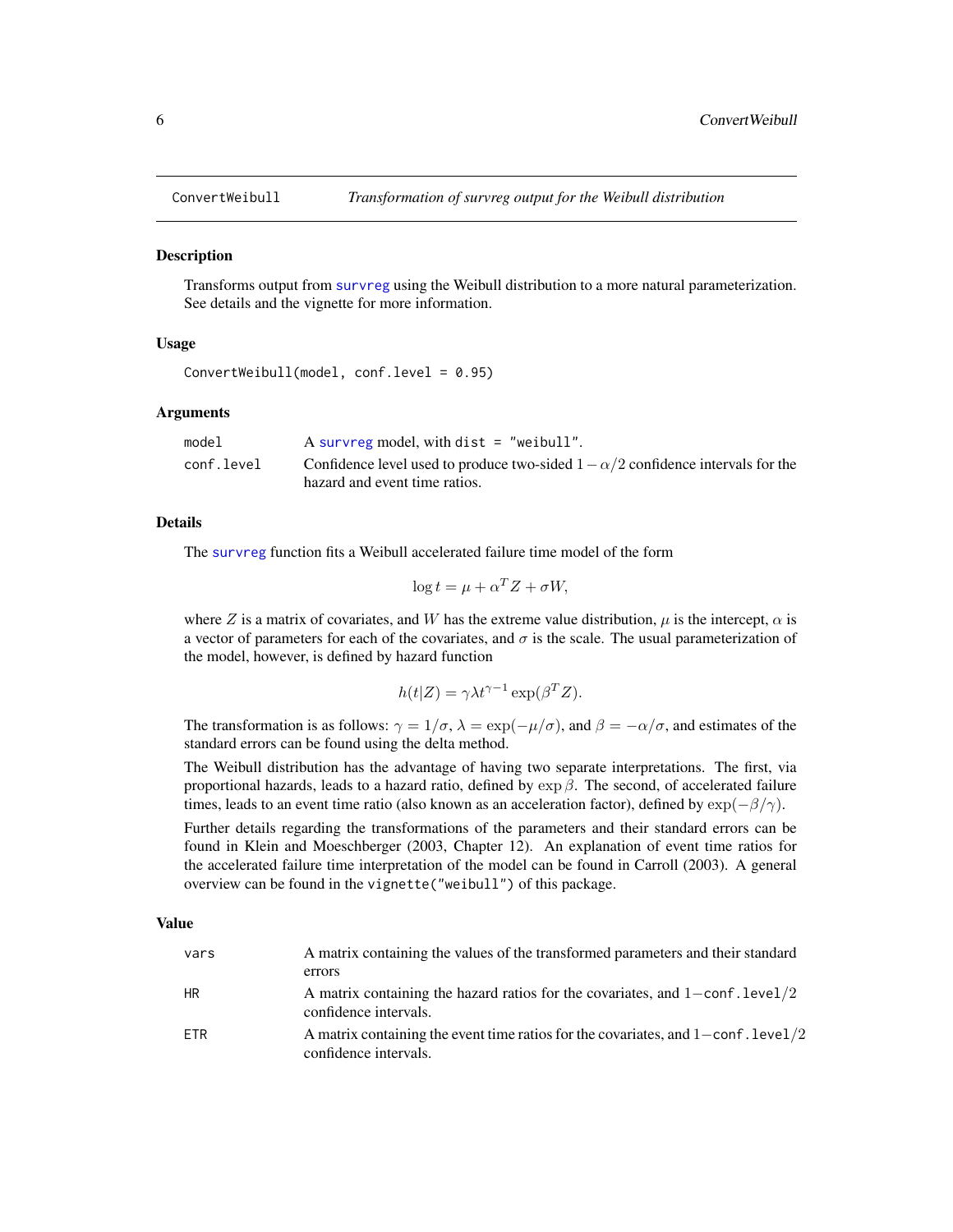## ConvertWeibull — *Transformation of survreg output for the Weibull distribution*

### Description

Transforms output from survreg using the Weibull distribution to a more natural parameterization. See details and the vignette for more information.

### Usage

```
ConvertWeibull(model, conf.level = 0.95)
```

### Arguments

| | |
|---|---|
| `model` | A survreg model, with `dist = "weibull"`. |
| `conf.level` | Confidence level used to produce two-sided $1 - \alpha/2$ confidence intervals for the hazard and event time ratios. |

### Details

The survreg function fits a Weibull accelerated failure time model of the form

$$\log t = \mu + \alpha^T Z + \sigma W,$$

where $Z$ is a matrix of covariates, and $W$ has the extreme value distribution, $\mu$ is the intercept, $\alpha$ is a vector of parameters for each of the covariates, and $\sigma$ is the scale. The usual parameterization of the model, however, is defined by hazard function

$$h(t|Z) = \gamma \lambda t^{\gamma - 1} \exp(\beta^T Z).$$

The transformation is as follows: $\gamma = 1/\sigma$, $\lambda = \exp(-\mu/\sigma)$, and $\beta = -\alpha/\sigma$, and estimates of the standard errors can be found using the delta method.

The Weibull distribution has the advantage of having two separate interpretations. The first, via proportional hazards, leads to a hazard ratio, defined by $\exp \beta$. The second, of accelerated failure times, leads to an event time ratio (also known as an acceleration factor), defined by $\exp(-\beta/\gamma)$.

Further details regarding the transformations of the parameters and their standard errors can be found in Klein and Moeschberger (2003, Chapter 12). An explanation of event time ratios for the accelerated failure time interpretation of the model can be found in Carroll (2003). A general overview can be found in the `vignette("weibull")` of this package.

### Value

| | |
|---|---|
| `vars` | A matrix containing the values of the transformed parameters and their standard errors |
| `HR` | A matrix containing the hazard ratios for the covariates, and $1-$`conf.level`$/2$ confidence intervals. |
| `ETR` | A matrix containing the event time ratios for the covariates, and $1-$`conf.level`$/2$ confidence intervals. |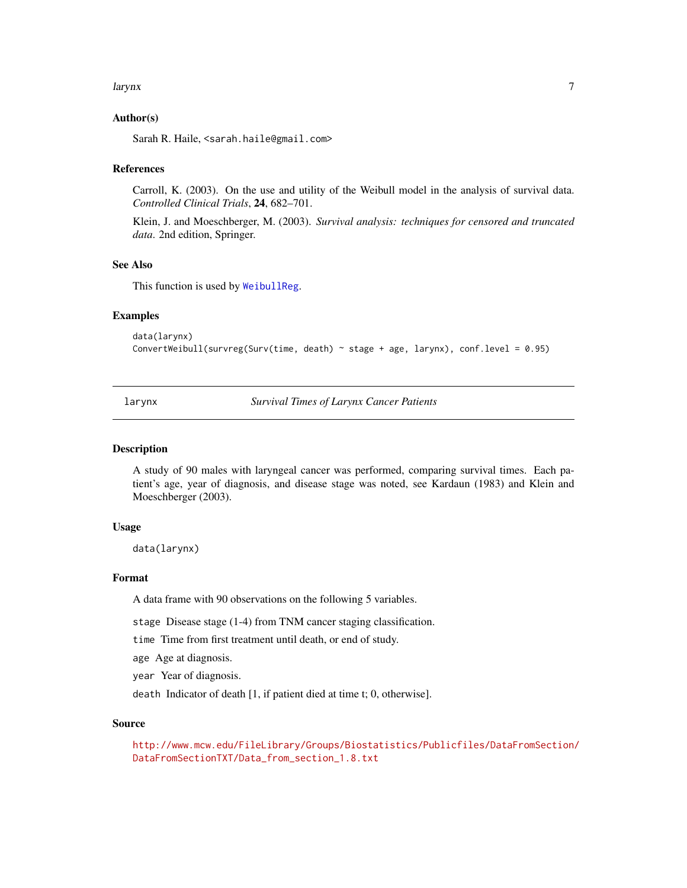### Author(s)

Sarah R. Haile, <sarah.haile@gmail.com>

### References

Carroll, K. (2003). On the use and utility of the Weibull model in the analysis of survival data. *Controlled Clinical Trials*, **24**, 682–701.

Klein, J. and Moeschberger, M. (2003). *Survival analysis: techniques for censored and truncated data*. 2nd edition, Springer.

### See Also

This function is used by WeibullReg.

### Examples

```
data(larynx)
ConvertWeibull(survreg(Surv(time, death) ~ stage + age, larynx), conf.level = 0.95)
```

---

## larynx — *Survival Times of Larynx Cancer Patients*

---

### Description

A study of 90 males with laryngeal cancer was performed, comparing survival times. Each patient's age, year of diagnosis, and disease stage was noted, see Kardaun (1983) and Klein and Moeschberger (2003).

### Usage

```
data(larynx)
```

### Format

A data frame with 90 observations on the following 5 variables.

- `stage` Disease stage (1-4) from TNM cancer staging classification.
- `time` Time from first treatment until death, or end of study.
- `age` Age at diagnosis.
- `year` Year of diagnosis.
- `death` Indicator of death [1, if patient died at time t; 0, otherwise].

### Source

http://www.mcw.edu/FileLibrary/Groups/Biostatistics/Publicfiles/DataFromSection/DataFromSectionTXT/Data_from_section_1.8.txt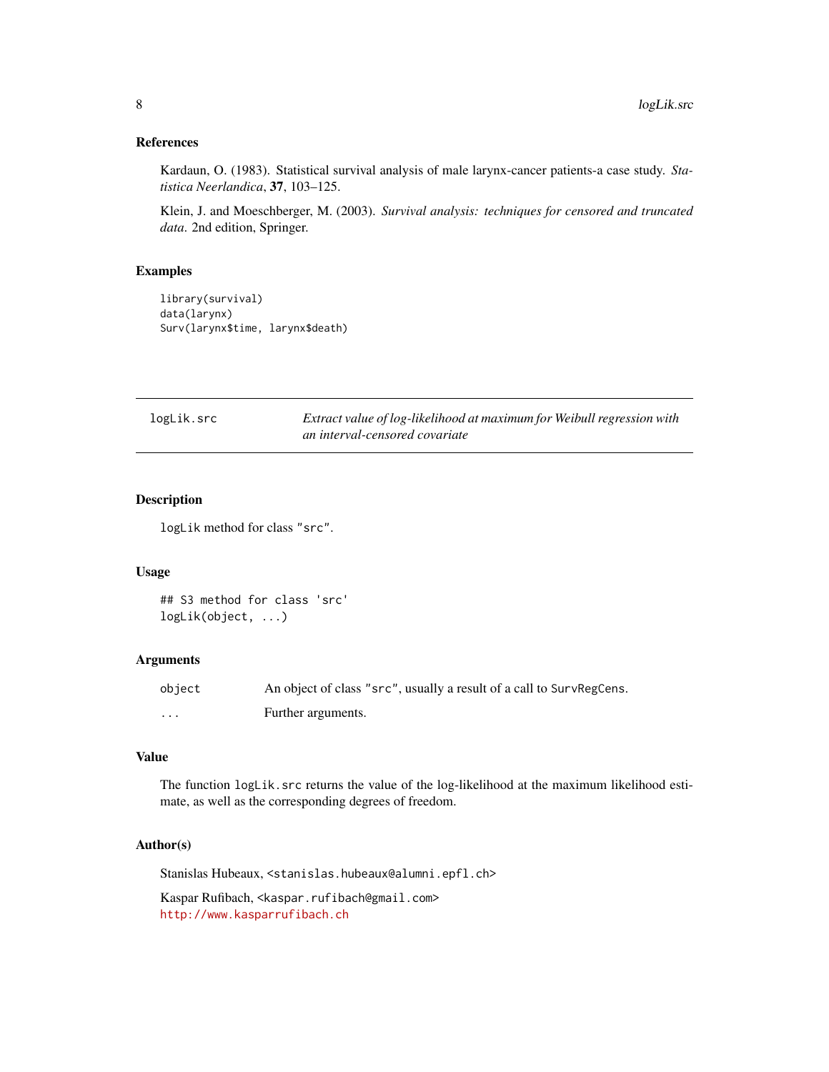### References

Kardaun, O. (1983). Statistical survival analysis of male larynx-cancer patients-a case study. *Statistica Neerlandica*, **37**, 103–125.

Klein, J. and Moeschberger, M. (2003). *Survival analysis: techniques for censored and truncated data*. 2nd edition, Springer.

### Examples

```
library(survival)
data(larynx)
Surv(larynx$time, larynx$death)
```

---

## logLik.src — *Extract value of log-likelihood at maximum for Weibull regression with an interval-censored covariate*

---

### Description

`logLik` method for class `"src"`.

### Usage

```
## S3 method for class 'src'
logLik(object, ...)
```

### Arguments

| | |
|---|---|
| `object` | An object of class `"src"`, usually a result of a call to `SurvRegCens`. |
| `...` | Further arguments. |

### Value

The function `logLik.src` returns the value of the log-likelihood at the maximum likelihood estimate, as well as the corresponding degrees of freedom.

### Author(s)

Stanislas Hubeaux, <stanislas.hubeaux@alumni.epfl.ch>

Kaspar Rufibach, <kaspar.rufibach@gmail.com>
http://www.kasparrufibach.ch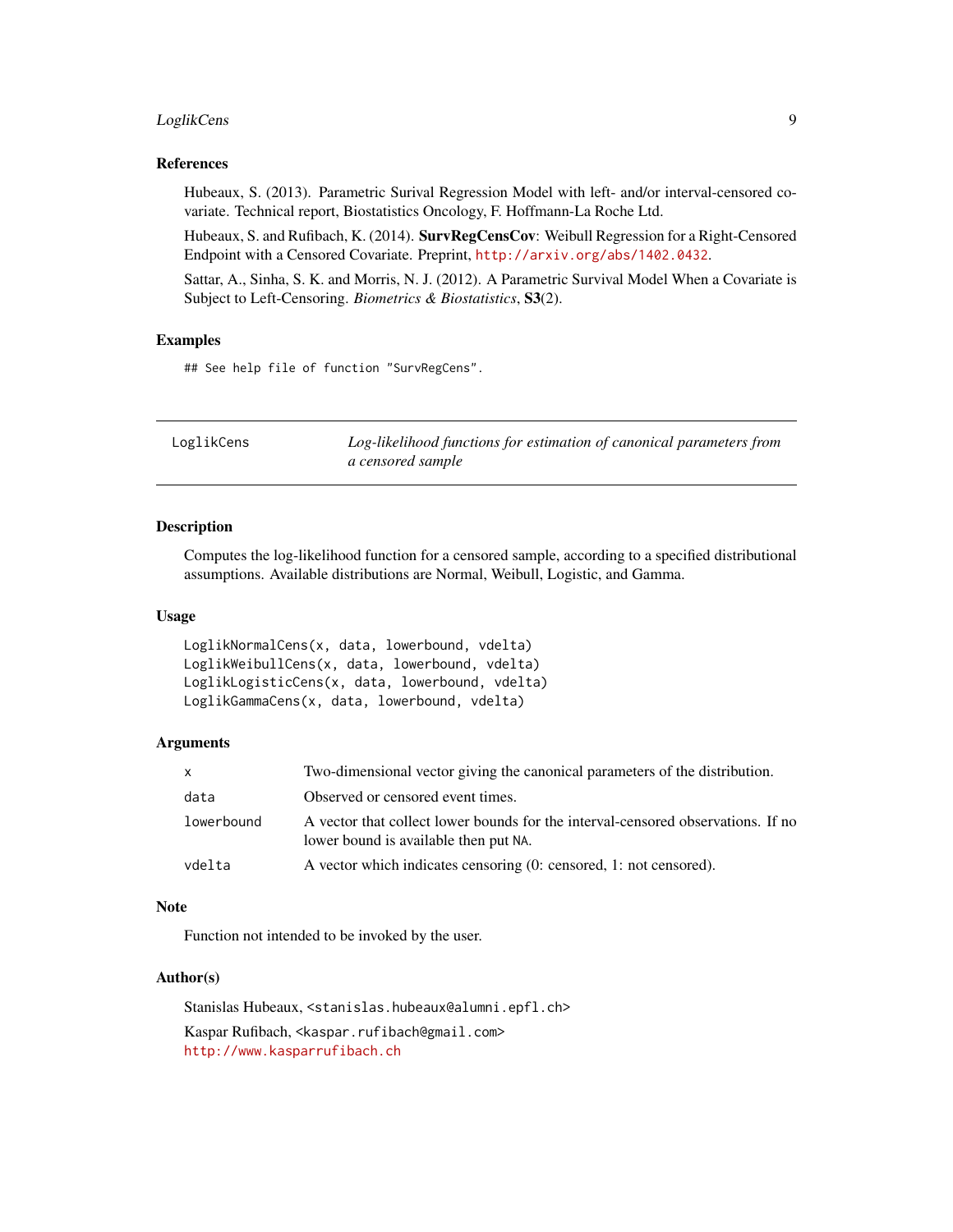### References

Hubeaux, S. (2013). Parametric Surival Regression Model with left- and/or interval-censored covariate. Technical report, Biostatistics Oncology, F. Hoffmann-La Roche Ltd.

Hubeaux, S. and Rufibach, K. (2014). **SurvRegCensCov**: Weibull Regression for a Right-Censored Endpoint with a Censored Covariate. Preprint, http://arxiv.org/abs/1402.0432.

Sattar, A., Sinha, S. K. and Morris, N. J. (2012). A Parametric Survival Model When a Covariate is Subject to Left-Censoring. *Biometrics & Biostatistics*, **S3**(2).

### Examples

```
## See help file of function "SurvRegCens".
```

---

## LoglikCens — *Log-likelihood functions for estimation of canonical parameters from a censored sample*

---

### Description

Computes the log-likelihood function for a censored sample, according to a specified distributional assumptions. Available distributions are Normal, Weibull, Logistic, and Gamma.

### Usage

```
LoglikNormalCens(x, data, lowerbound, vdelta)
LoglikWeibullCens(x, data, lowerbound, vdelta)
LoglikLogisticCens(x, data, lowerbound, vdelta)
LoglikGammaCens(x, data, lowerbound, vdelta)
```

### Arguments

| | |
|---|---|
| `x` | Two-dimensional vector giving the canonical parameters of the distribution. |
| `data` | Observed or censored event times. |
| `lowerbound` | A vector that collect lower bounds for the interval-censored observations. If no lower bound is available then put `NA`. |
| `vdelta` | A vector which indicates censoring (0: censored, 1: not censored). |

### Note

Function not intended to be invoked by the user.

### Author(s)

Stanislas Hubeaux, <stanislas.hubeaux@alumni.epfl.ch>

Kaspar Rufibach, <kaspar.rufibach@gmail.com>
http://www.kasparrufibach.ch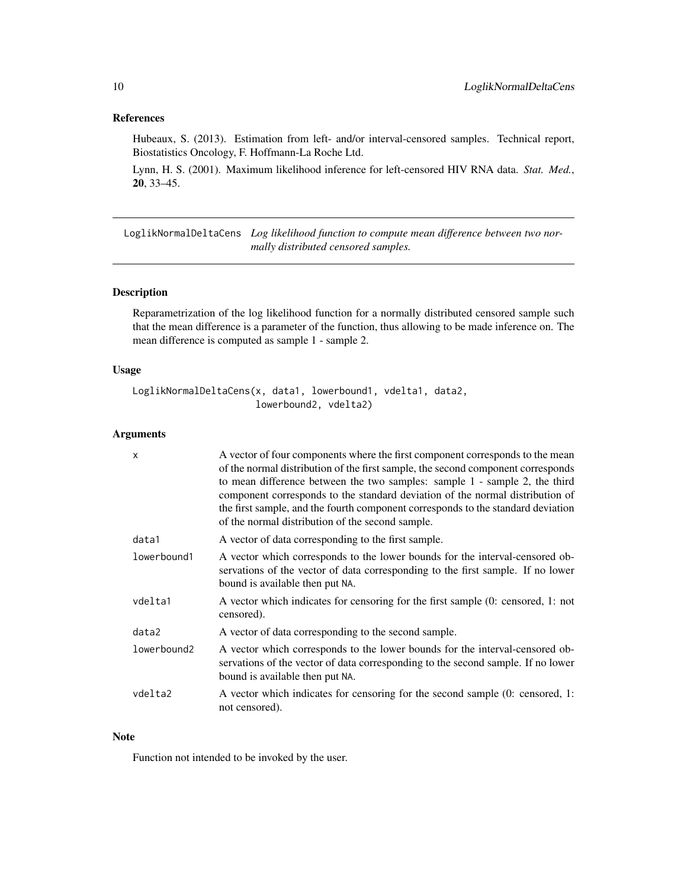## References

Hubeaux, S. (2013). Estimation from left- and/or interval-censored samples. Technical report, Biostatistics Oncology, F. Hoffmann-La Roche Ltd.

Lynn, H. S. (2001). Maximum likelihood inference for left-censored HIV RNA data. *Stat. Med.*, **20**, 33–45.

---

# LoglikNormalDeltaCens

*Log likelihood function to compute mean difference between two normally distributed censored samples.*

---

## Description

Reparametrization of the log likelihood function for a normally distributed censored sample such that the mean difference is a parameter of the function, thus allowing to be made inference on. The mean difference is computed as sample 1 - sample 2.

## Usage

```
LoglikNormalDeltaCens(x, data1, lowerbound1, vdelta1, data2,
                      lowerbound2, vdelta2)
```

## Arguments

| | |
|---|---|
| `x` | A vector of four components where the first component corresponds to the mean of the normal distribution of the first sample, the second component corresponds to mean difference between the two samples: sample 1 - sample 2, the third component corresponds to the standard deviation of the normal distribution of the first sample, and the fourth component corresponds to the standard deviation of the normal distribution of the second sample. |
| `data1` | A vector of data corresponding to the first sample. |
| `lowerbound1` | A vector which corresponds to the lower bounds for the interval-censored observations of the vector of data corresponding to the first sample. If no lower bound is available then put `NA`. |
| `vdelta1` | A vector which indicates for censoring for the first sample (0: censored, 1: not censored). |
| `data2` | A vector of data corresponding to the second sample. |
| `lowerbound2` | A vector which corresponds to the lower bounds for the interval-censored observations of the vector of data corresponding to the second sample. If no lower bound is available then put `NA`. |
| `vdelta2` | A vector which indicates for censoring for the second sample (0: censored, 1: not censored). |

## Note

Function not intended to be invoked by the user.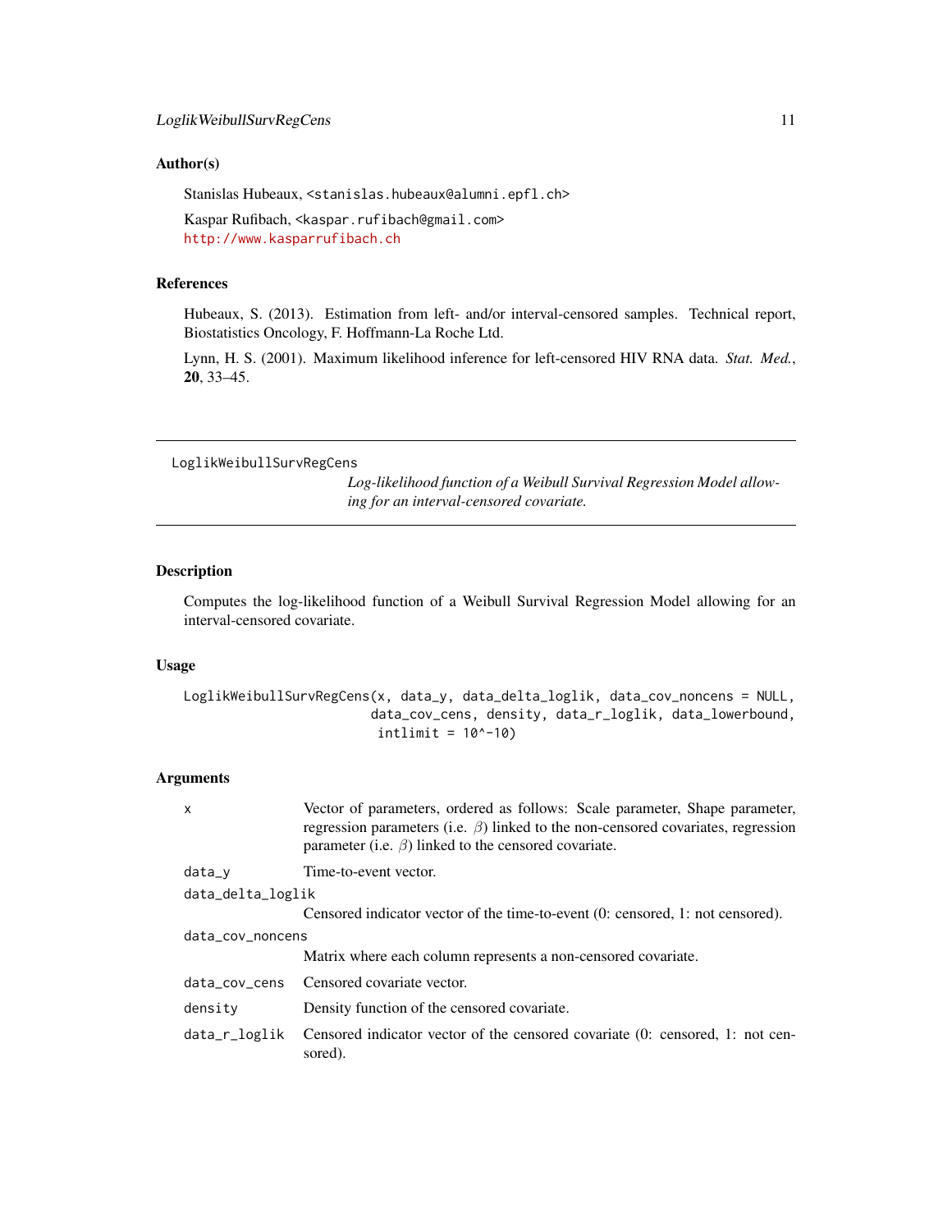### Author(s)

Stanislas Hubeaux, <stanislas.hubeaux@alumni.epfl.ch>

Kaspar Rufibach, <kaspar.rufibach@gmail.com>
http://www.kasparrufibach.ch

### References

Hubeaux, S. (2013). Estimation from left- and/or interval-censored samples. Technical report, Biostatistics Oncology, F. Hoffmann-La Roche Ltd.

Lynn, H. S. (2001). Maximum likelihood inference for left-censored HIV RNA data. *Stat. Med.*, **20**, 33–45.

---

## LoglikWeibullSurvRegCens

*Log-likelihood function of a Weibull Survival Regression Model allowing for an interval-censored covariate.*

---

### Description

Computes the log-likelihood function of a Weibull Survival Regression Model allowing for an interval-censored covariate.

### Usage

```
LoglikWeibullSurvRegCens(x, data_y, data_delta_loglik, data_cov_noncens = NULL,
                         data_cov_cens, density, data_r_loglik, data_lowerbound,
                          intlimit = 10^-10)
```

### Arguments

| | |
|---|---|
| x | Vector of parameters, ordered as follows: Scale parameter, Shape parameter, regression parameters (i.e. $\beta$) linked to the non-censored covariates, regression parameter (i.e. $\beta$) linked to the censored covariate. |
| data_y | Time-to-event vector. |
| data_delta_loglik | Censored indicator vector of the time-to-event (0: censored, 1: not censored). |
| data_cov_noncens | Matrix where each column represents a non-censored covariate. |
| data_cov_cens | Censored covariate vector. |
| density | Density function of the censored covariate. |
| data_r_loglik | Censored indicator vector of the censored covariate (0: censored, 1: not censored). |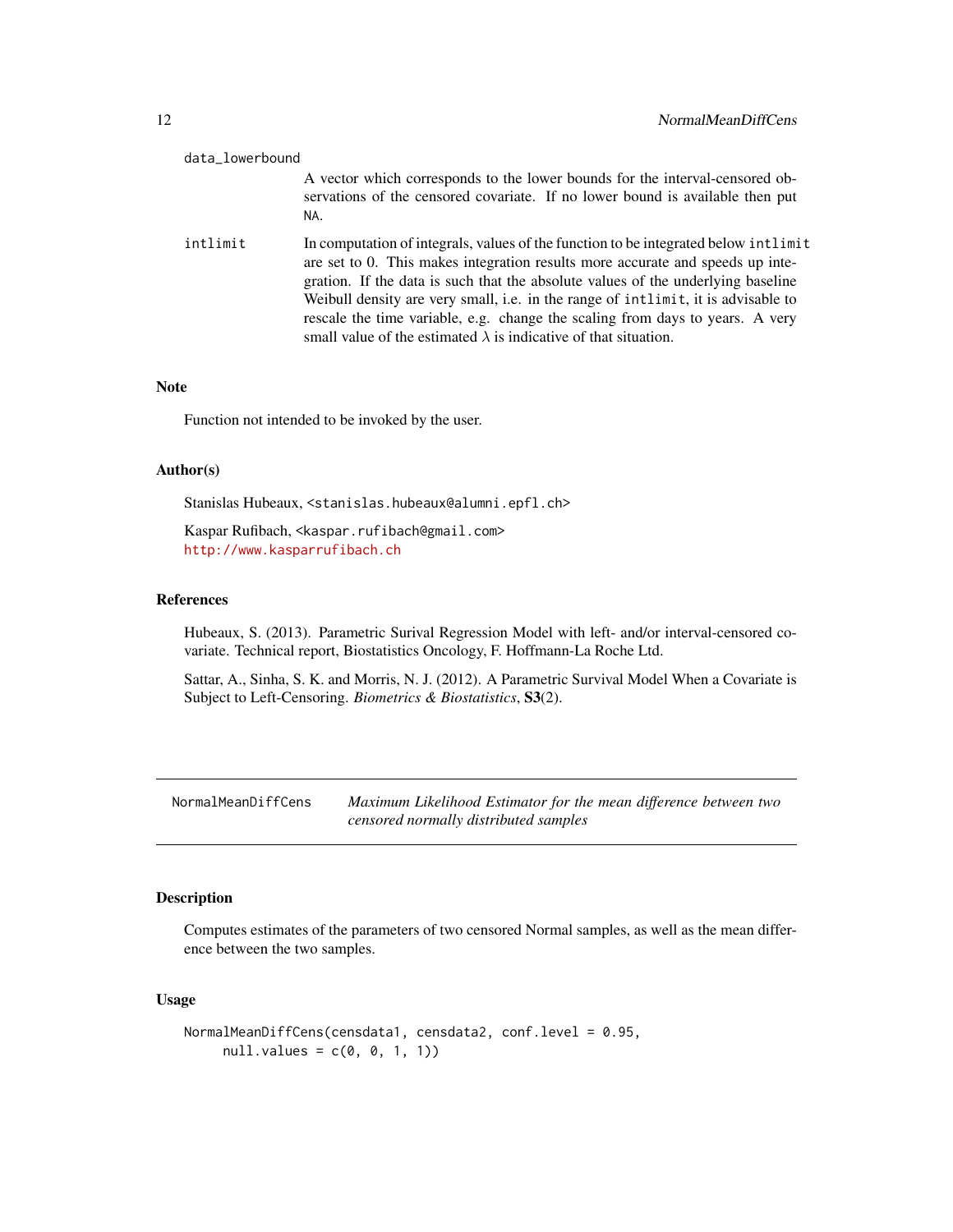`data_lowerbound`
: A vector which corresponds to the lower bounds for the interval-censored observations of the censored covariate. If no lower bound is available then put `NA`.

`intlimit`
: In computation of integrals, values of the function to be integrated below `intlimit` are set to 0. This makes integration results more accurate and speeds up integration. If the data is such that the absolute values of the underlying baseline Weibull density are very small, i.e. in the range of `intlimit`, it is advisable to rescale the time variable, e.g. change the scaling from days to years. A very small value of the estimated $\lambda$ is indicative of that situation.

### Note

Function not intended to be invoked by the user.

### Author(s)

Stanislas Hubeaux, <stanislas.hubeaux@alumni.epfl.ch>

Kaspar Rufibach, <kaspar.rufibach@gmail.com>
http://www.kasparrufibach.ch

### References

Hubeaux, S. (2013). Parametric Surival Regression Model with left- and/or interval-censored covariate. Technical report, Biostatistics Oncology, F. Hoffmann-La Roche Ltd.

Sattar, A., Sinha, S. K. and Morris, N. J. (2012). A Parametric Survival Model When a Covariate is Subject to Left-Censoring. *Biometrics & Biostatistics*, **S3**(2).

---

## NormalMeanDiffCens — *Maximum Likelihood Estimator for the mean difference between two censored normally distributed samples*

### Description

Computes estimates of the parameters of two censored Normal samples, as well as the mean difference between the two samples.

### Usage

```
NormalMeanDiffCens(censdata1, censdata2, conf.level = 0.95,
     null.values = c(0, 0, 1, 1))
```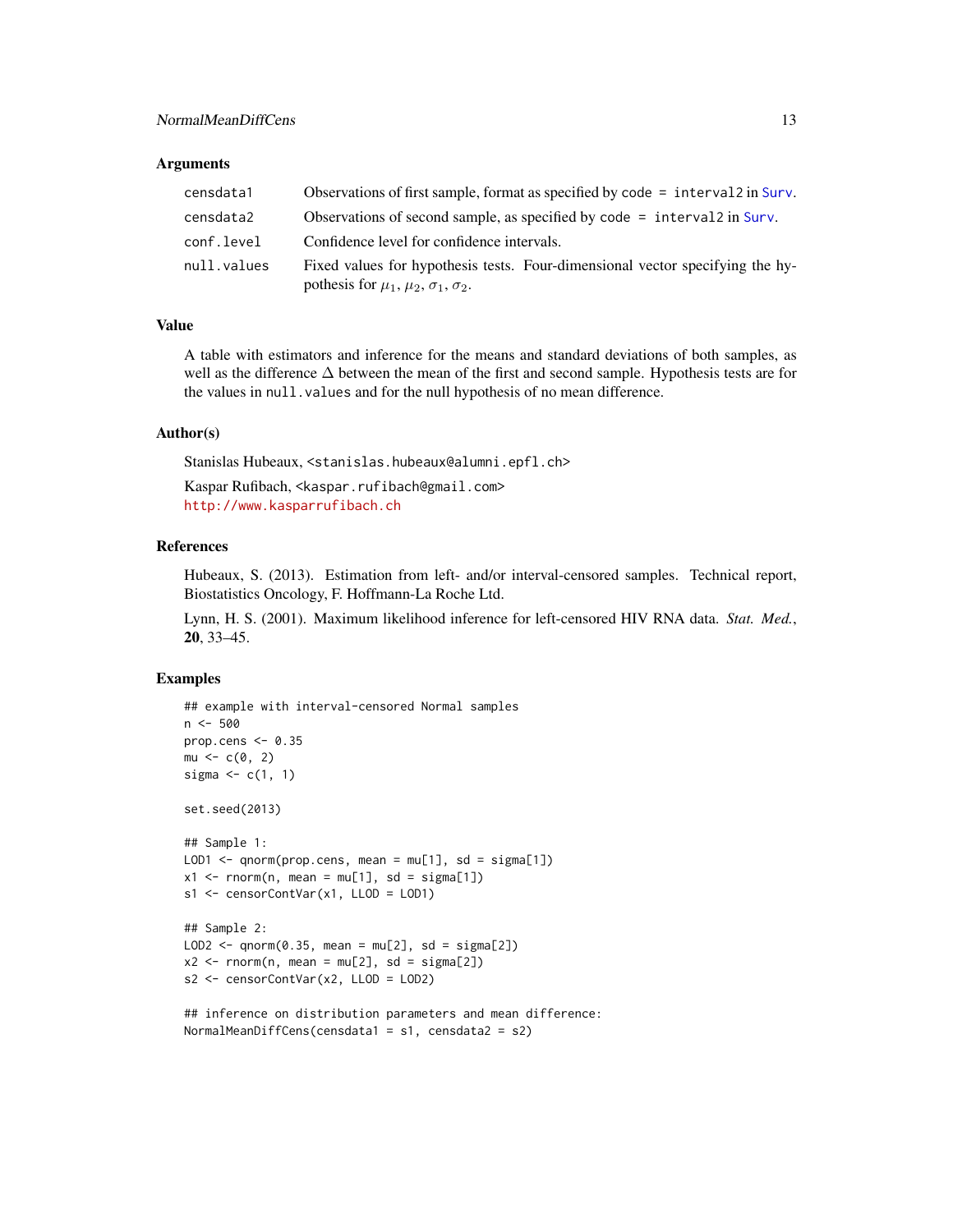### Arguments

| | |
|---|---|
| censdata1 | Observations of first sample, format as specified by code = interval2 in Surv. |
| censdata2 | Observations of second sample, as specified by code = interval2 in Surv. |
| conf.level | Confidence level for confidence intervals. |
| null.values | Fixed values for hypothesis tests. Four-dimensional vector specifying the hypothesis for $\mu_1, \mu_2, \sigma_1, \sigma_2$. |

### Value

A table with estimators and inference for the means and standard deviations of both samples, as well as the difference $\Delta$ between the mean of the first and second sample. Hypothesis tests are for the values in null.values and for the null hypothesis of no mean difference.

### Author(s)

Stanislas Hubeaux, <stanislas.hubeaux@alumni.epfl.ch>

Kaspar Rufibach, <kaspar.rufibach@gmail.com>
http://www.kasparrufibach.ch

### References

Hubeaux, S. (2013). Estimation from left- and/or interval-censored samples. Technical report, Biostatistics Oncology, F. Hoffmann-La Roche Ltd.

Lynn, H. S. (2001). Maximum likelihood inference for left-censored HIV RNA data. *Stat. Med.*, **20**, 33–45.

### Examples

```
## example with interval-censored Normal samples
n <- 500
prop.cens <- 0.35
mu <- c(0, 2)
sigma <- c(1, 1)

set.seed(2013)

## Sample 1:
LOD1 <- qnorm(prop.cens, mean = mu[1], sd = sigma[1])
x1 <- rnorm(n, mean = mu[1], sd = sigma[1])
s1 <- censorContVar(x1, LLOD = LOD1)

## Sample 2:
LOD2 <- qnorm(0.35, mean = mu[2], sd = sigma[2])
x2 <- rnorm(n, mean = mu[2], sd = sigma[2])
s2 <- censorContVar(x2, LLOD = LOD2)

## inference on distribution parameters and mean difference:
NormalMeanDiffCens(censdata1 = s1, censdata2 = s2)
```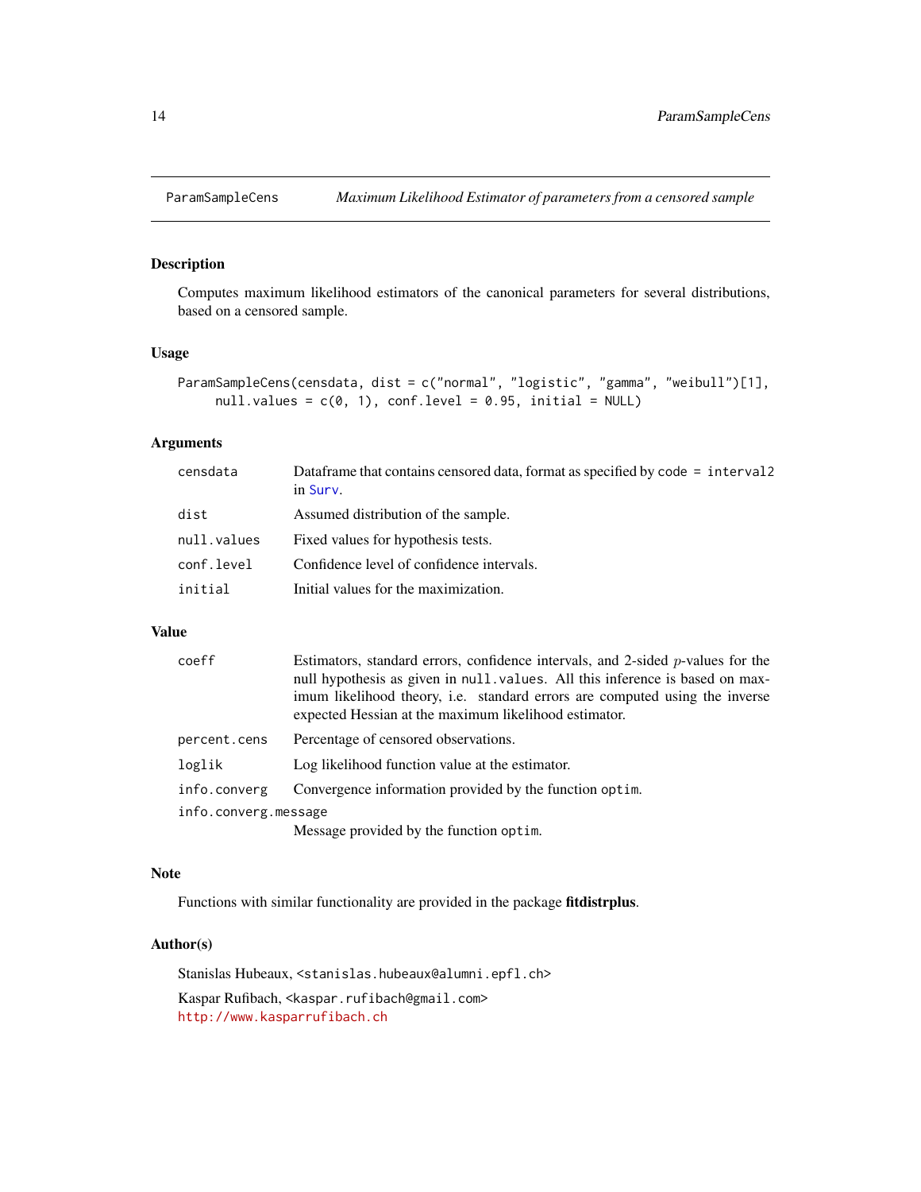## ParamSampleCens — *Maximum Likelihood Estimator of parameters from a censored sample*

### Description

Computes maximum likelihood estimators of the canonical parameters for several distributions, based on a censored sample.

### Usage

```
ParamSampleCens(censdata, dist = c("normal", "logistic", "gamma", "weibull")[1],
     null.values = c(0, 1), conf.level = 0.95, initial = NULL)
```

### Arguments

| | |
|---|---|
| `censdata` | Dataframe that contains censored data, format as specified by `code = interval2` in `Surv`. |
| `dist` | Assumed distribution of the sample. |
| `null.values` | Fixed values for hypothesis tests. |
| `conf.level` | Confidence level of confidence intervals. |
| `initial` | Initial values for the maximization. |

### Value

| | |
|---|---|
| `coeff` | Estimators, standard errors, confidence intervals, and 2-sided $p$-values for the null hypothesis as given in `null.values`. All this inference is based on maximum likelihood theory, i.e. standard errors are computed using the inverse expected Hessian at the maximum likelihood estimator. |
| `percent.cens` | Percentage of censored observations. |
| `loglik` | Log likelihood function value at the estimator. |
| `info.converg` | Convergence information provided by the function `optim`. |
| `info.converg.message` | Message provided by the function `optim`. |

### Note

Functions with similar functionality are provided in the package **fitdistrplus**.

### Author(s)

Stanislas Hubeaux, <stanislas.hubeaux@alumni.epfl.ch>

Kaspar Rufibach, <kaspar.rufibach@gmail.com>
http://www.kasparrufibach.ch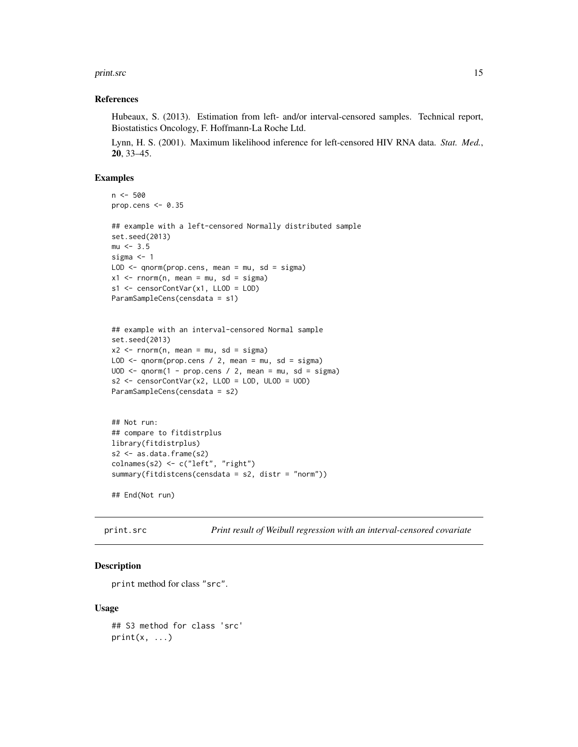### References

Hubeaux, S. (2013). Estimation from left- and/or interval-censored samples. Technical report, Biostatistics Oncology, F. Hoffmann-La Roche Ltd.

Lynn, H. S. (2001). Maximum likelihood inference for left-censored HIV RNA data. *Stat. Med.*, **20**, 33–45.

### Examples

```
n <- 500
prop.cens <- 0.35

## example with a left-censored Normally distributed sample
set.seed(2013)
mu <- 3.5
sigma <- 1
LOD <- qnorm(prop.cens, mean = mu, sd = sigma)
x1 <- rnorm(n, mean = mu, sd = sigma)
s1 <- censorContVar(x1, LLOD = LOD)
ParamSampleCens(censdata = s1)


## example with an interval-censored Normal sample
set.seed(2013)
x2 <- rnorm(n, mean = mu, sd = sigma)
LOD <- qnorm(prop.cens / 2, mean = mu, sd = sigma)
UOD <- qnorm(1 - prop.cens / 2, mean = mu, sd = sigma)
s2 <- censorContVar(x2, LLOD = LOD, ULOD = UOD)
ParamSampleCens(censdata = s2)


## Not run:
## compare to fitdistrplus
library(fitdistrplus)
s2 <- as.data.frame(s2)
colnames(s2) <- c("left", "right")
summary(fitdistcens(censdata = s2, distr = "norm"))

## End(Not run)
```

## print.src — *Print result of Weibull regression with an interval-censored covariate*

### Description

print method for class "src".

### Usage

```
## S3 method for class 'src'
print(x, ...)
```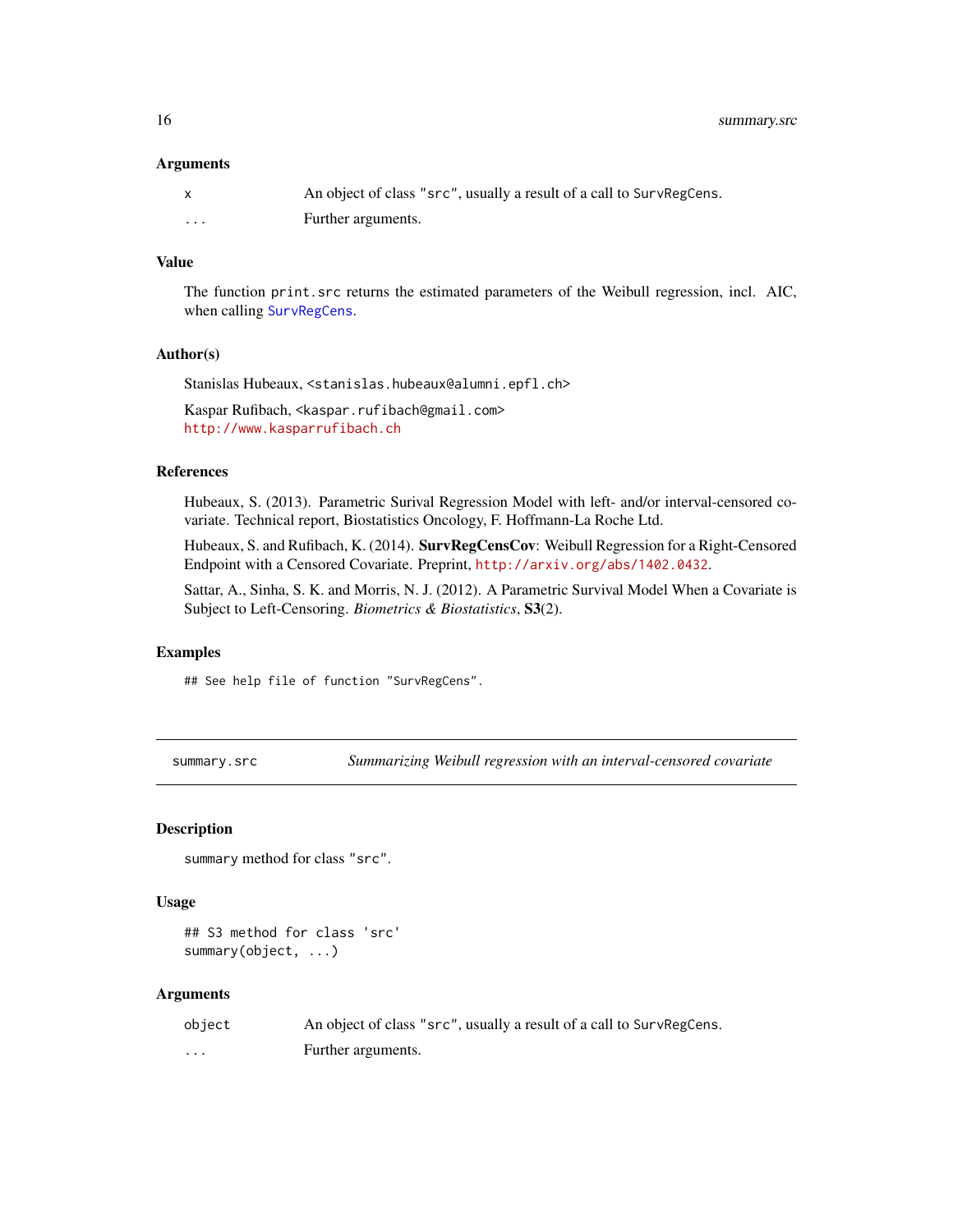### Arguments

| | |
|---|---|
| `x` | An object of class "src", usually a result of a call to `SurvRegCens`. |
| `...` | Further arguments. |

### Value

The function `print.src` returns the estimated parameters of the Weibull regression, incl. AIC, when calling `SurvRegCens`.

### Author(s)

Stanislas Hubeaux, <stanislas.hubeaux@alumni.epfl.ch>

Kaspar Rufibach, <kaspar.rufibach@gmail.com>
http://www.kasparrufibach.ch

### References

Hubeaux, S. (2013). Parametric Surival Regression Model with left- and/or interval-censored covariate. Technical report, Biostatistics Oncology, F. Hoffmann-La Roche Ltd.

Hubeaux, S. and Rufibach, K. (2014). **SurvRegCensCov**: Weibull Regression for a Right-Censored Endpoint with a Censored Covariate. Preprint, http://arxiv.org/abs/1402.0432.

Sattar, A., Sinha, S. K. and Morris, N. J. (2012). A Parametric Survival Model When a Covariate is Subject to Left-Censoring. *Biometrics & Biostatistics*, **S3**(2).

### Examples

```
## See help file of function "SurvRegCens".
```

---

## summary.src — *Summarizing Weibull regression with an interval-censored covariate*

### Description

`summary` method for class "src".

### Usage

```
## S3 method for class 'src'
summary(object, ...)
```

### Arguments

| | |
|---|---|
| `object` | An object of class "src", usually a result of a call to `SurvRegCens`. |
| `...` | Further arguments. |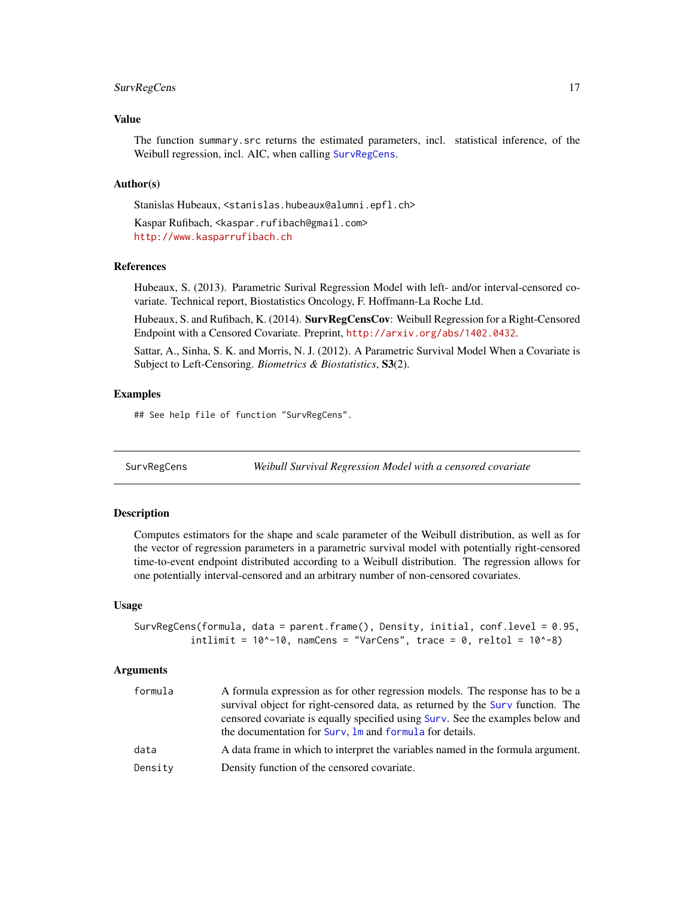### Value

The function `summary.src` returns the estimated parameters, incl. statistical inference, of the Weibull regression, incl. AIC, when calling `SurvRegCens`.

### Author(s)

Stanislas Hubeaux, <stanislas.hubeaux@alumni.epfl.ch>

Kaspar Rufibach, <kaspar.rufibach@gmail.com>
http://www.kasparrufibach.ch

### References

Hubeaux, S. (2013). Parametric Surival Regression Model with left- and/or interval-censored covariate. Technical report, Biostatistics Oncology, F. Hoffmann-La Roche Ltd.

Hubeaux, S. and Rufibach, K. (2014). **SurvRegCensCov**: Weibull Regression for a Right-Censored Endpoint with a Censored Covariate. Preprint, http://arxiv.org/abs/1402.0432.

Sattar, A., Sinha, S. K. and Morris, N. J. (2012). A Parametric Survival Model When a Covariate is Subject to Left-Censoring. *Biometrics & Biostatistics*, **S3**(2).

### Examples

```
## See help file of function "SurvRegCens".
```

---

## SurvRegCens — *Weibull Survival Regression Model with a censored covariate*

### Description

Computes estimators for the shape and scale parameter of the Weibull distribution, as well as for the vector of regression parameters in a parametric survival model with potentially right-censored time-to-event endpoint distributed according to a Weibull distribution. The regression allows for one potentially interval-censored and an arbitrary number of non-censored covariates.

### Usage

```
SurvRegCens(formula, data = parent.frame(), Density, initial, conf.level = 0.95,
         intlimit = 10^-10, namCens = "VarCens", trace = 0, reltol = 10^-8)
```

### Arguments

| | |
|---|---|
| `formula` | A formula expression as for other regression models. The response has to be a survival object for right-censored data, as returned by the `Surv` function. The censored covariate is equally specified using `Surv`. See the examples below and the documentation for `Surv`, `lm` and `formula` for details. |
| `data` | A data frame in which to interpret the variables named in the formula argument. |
| `Density` | Density function of the censored covariate. |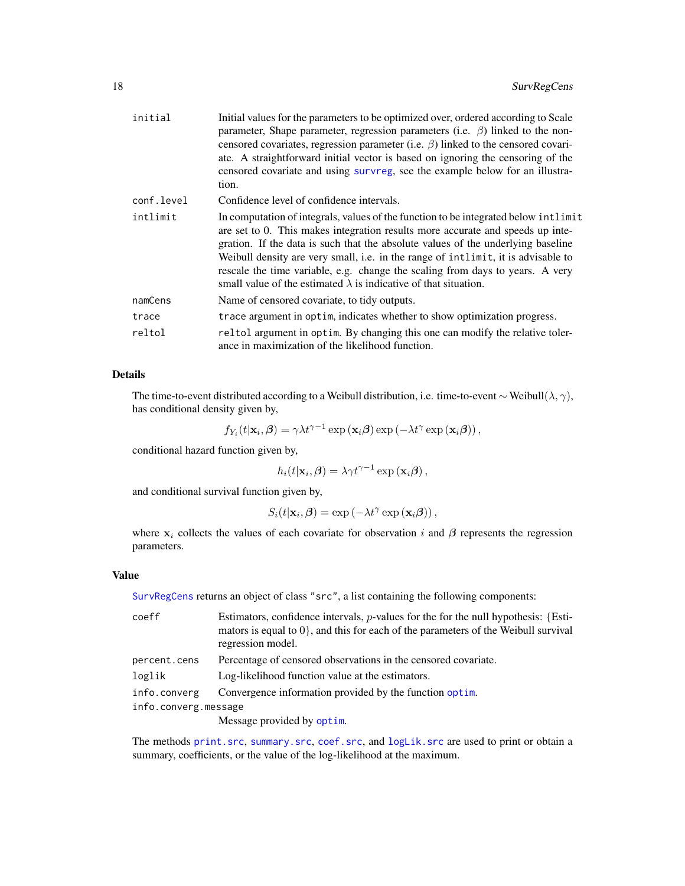| | |
|---|---|
| `initial` | Initial values for the parameters to be optimized over, ordered according to Scale parameter, Shape parameter, regression parameters (i.e. $\beta$) linked to the non-censored covariates, regression parameter (i.e. $\beta$) linked to the censored covariate. A straightforward initial vector is based on ignoring the censoring of the censored covariate and using `survreg`, see the example below for an illustration. |
| `conf.level` | Confidence level of confidence intervals. |
| `intlimit` | In computation of integrals, values of the function to be integrated below `intlimit` are set to 0. This makes integration results more accurate and speeds up integration. If the data is such that the absolute values of the underlying baseline Weibull density are very small, i.e. in the range of `intlimit`, it is advisable to rescale the time variable, e.g. change the scaling from days to years. A very small value of the estimated $\lambda$ is indicative of that situation. |
| `namCens` | Name of censored covariate, to tidy outputs. |
| `trace` | `trace` argument in `optim`, indicates whether to show optimization progress. |
| `reltol` | `reltol` argument in `optim`. By changing this one can modify the relative tolerance in maximization of the likelihood function. |

## Details

The time-to-event distributed according to a Weibull distribution, i.e. time-to-event $\sim$ Weibull$(\lambda, \gamma)$, has conditional density given by,

$$f_{Y_i}(t|\mathbf{x}_i, \boldsymbol{\beta}) = \gamma \lambda t^{\gamma-1} \exp\left(\mathbf{x}_i \boldsymbol{\beta}\right) \exp\left(-\lambda t^{\gamma} \exp\left(\mathbf{x}_i \boldsymbol{\beta}\right)\right),$$

conditional hazard function given by,

$$h_i(t|\mathbf{x}_i, \boldsymbol{\beta}) = \lambda \gamma t^{\gamma-1} \exp\left(\mathbf{x}_i \boldsymbol{\beta}\right),$$

and conditional survival function given by,

$$S_i(t|\mathbf{x}_i, \boldsymbol{\beta}) = \exp\left(-\lambda t^{\gamma} \exp\left(\mathbf{x}_i \boldsymbol{\beta}\right)\right),$$

where $\mathbf{x}_i$ collects the values of each covariate for observation $i$ and $\boldsymbol{\beta}$ represents the regression parameters.

## Value

`SurvRegCens` returns an object of class `"src"`, a list containing the following components:

| | |
|---|---|
| `coeff` | Estimators, confidence intervals, $p$-values for the for the null hypothesis: {Estimators is equal to 0}, and this for each of the parameters of the Weibull survival regression model. |
| `percent.cens` | Percentage of censored observations in the censored covariate. |
| `loglik` | Log-likelihood function value at the estimators. |
| `info.converg` | Convergence information provided by the function `optim`. |
| `info.converg.message` | Message provided by `optim`. |

The methods `print.src`, `summary.src`, `coef.src`, and `logLik.src` are used to print or obtain a summary, coefficients, or the value of the log-likelihood at the maximum.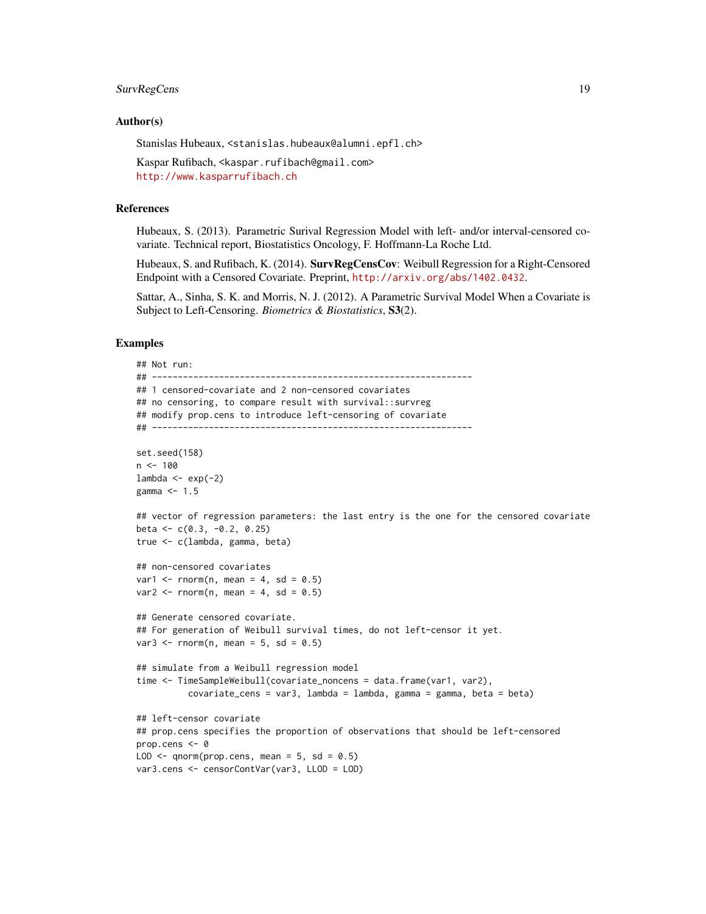### Author(s)

Stanislas Hubeaux, <stanislas.hubeaux@alumni.epfl.ch>

Kaspar Rufibach, <kaspar.rufibach@gmail.com>
http://www.kasparrufibach.ch

### References

Hubeaux, S. (2013). Parametric Surival Regression Model with left- and/or interval-censored covariate. Technical report, Biostatistics Oncology, F. Hoffmann-La Roche Ltd.

Hubeaux, S. and Rufibach, K. (2014). **SurvRegCensCov**: Weibull Regression for a Right-Censored Endpoint with a Censored Covariate. Preprint, http://arxiv.org/abs/1402.0432.

Sattar, A., Sinha, S. K. and Morris, N. J. (2012). A Parametric Survival Model When a Covariate is Subject to Left-Censoring. *Biometrics & Biostatistics*, **S3**(2).

### Examples

```
## Not run:
## --------------------------------------------------------------
## 1 censored-covariate and 2 non-censored covariates
## no censoring, to compare result with survival::survreg
## modify prop.cens to introduce left-censoring of covariate
## --------------------------------------------------------------

set.seed(158)
n <- 100
lambda <- exp(-2)
gamma <- 1.5

## vector of regression parameters: the last entry is the one for the censored covariate
beta <- c(0.3, -0.2, 0.25)
true <- c(lambda, gamma, beta)

## non-censored covariates
var1 <- rnorm(n, mean = 4, sd = 0.5)
var2 <- rnorm(n, mean = 4, sd = 0.5)

## Generate censored covariate.
## For generation of Weibull survival times, do not left-censor it yet.
var3 <- rnorm(n, mean = 5, sd = 0.5)

## simulate from a Weibull regression model
time <- TimeSampleWeibull(covariate_noncens = data.frame(var1, var2),
          covariate_cens = var3, lambda = lambda, gamma = gamma, beta = beta)

## left-censor covariate
## prop.cens specifies the proportion of observations that should be left-censored
prop.cens <- 0
LOD <- qnorm(prop.cens, mean = 5, sd = 0.5)
var3.cens <- censorContVar(var3, LLOD = LOD)
```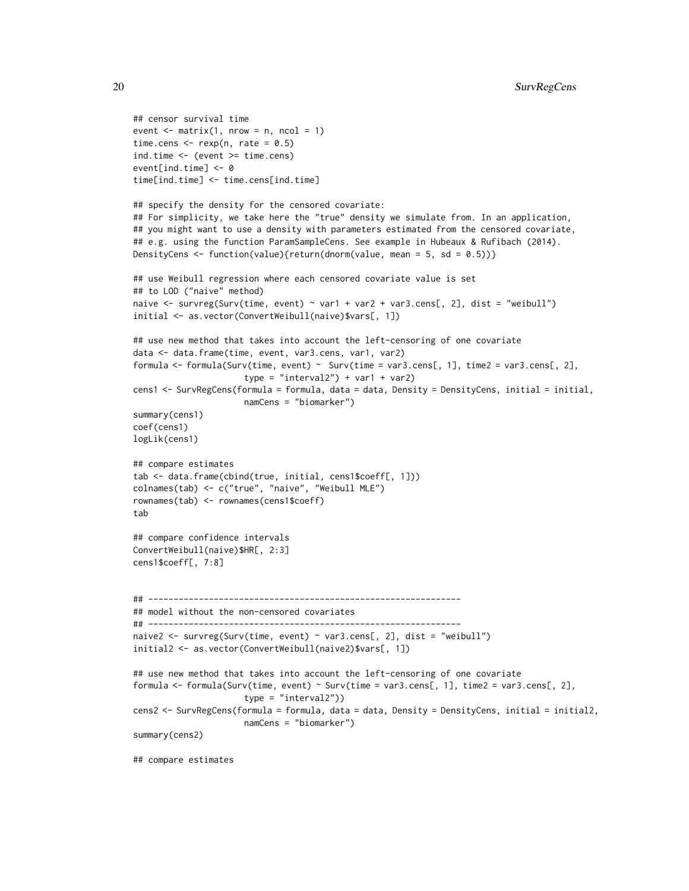```
## censor survival time
event <- matrix(1, nrow = n, ncol = 1)
time.cens <- rexp(n, rate = 0.5)
ind.time <- (event >= time.cens)
event[ind.time] <- 0
time[ind.time] <- time.cens[ind.time]

## specify the density for the censored covariate:
## For simplicity, we take here the "true" density we simulate from. In an application,
## you might want to use a density with parameters estimated from the censored covariate,
## e.g. using the function ParamSampleCens. See example in Hubeaux & Rufibach (2014).
DensityCens <- function(value){return(dnorm(value, mean = 5, sd = 0.5))}

## use Weibull regression where each censored covariate value is set
## to LOD ("naive" method)
naive <- survreg(Surv(time, event) ~ var1 + var2 + var3.cens[, 2], dist = "weibull")
initial <- as.vector(ConvertWeibull(naive)$vars[, 1])

## use new method that takes into account the left-censoring of one covariate
data <- data.frame(time, event, var3.cens, var1, var2)
formula <- formula(Surv(time, event) ~  Surv(time = var3.cens[, 1], time2 = var3.cens[, 2],
                      type = "interval2") + var1 + var2)
cens1 <- SurvRegCens(formula = formula, data = data, Density = DensityCens, initial = initial,
                      namCens = "biomarker")
summary(cens1)
coef(cens1)
logLik(cens1)

## compare estimates
tab <- data.frame(cbind(true, initial, cens1$coeff[, 1]))
colnames(tab) <- c("true", "naive", "Weibull MLE")
rownames(tab) <- rownames(cens1$coeff)
tab

## compare confidence intervals
ConvertWeibull(naive)$HR[, 2:3]
cens1$coeff[, 7:8]


## --------------------------------------------------------------
## model without the non-censored covariates
## --------------------------------------------------------------
naive2 <- survreg(Surv(time, event) ~ var3.cens[, 2], dist = "weibull")
initial2 <- as.vector(ConvertWeibull(naive2)$vars[, 1])

## use new method that takes into account the left-censoring of one covariate
formula <- formula(Surv(time, event) ~ Surv(time = var3.cens[, 1], time2 = var3.cens[, 2],
                      type = "interval2"))
cens2 <- SurvRegCens(formula = formula, data = data, Density = DensityCens, initial = initial2,
                      namCens = "biomarker")
summary(cens2)

## compare estimates
```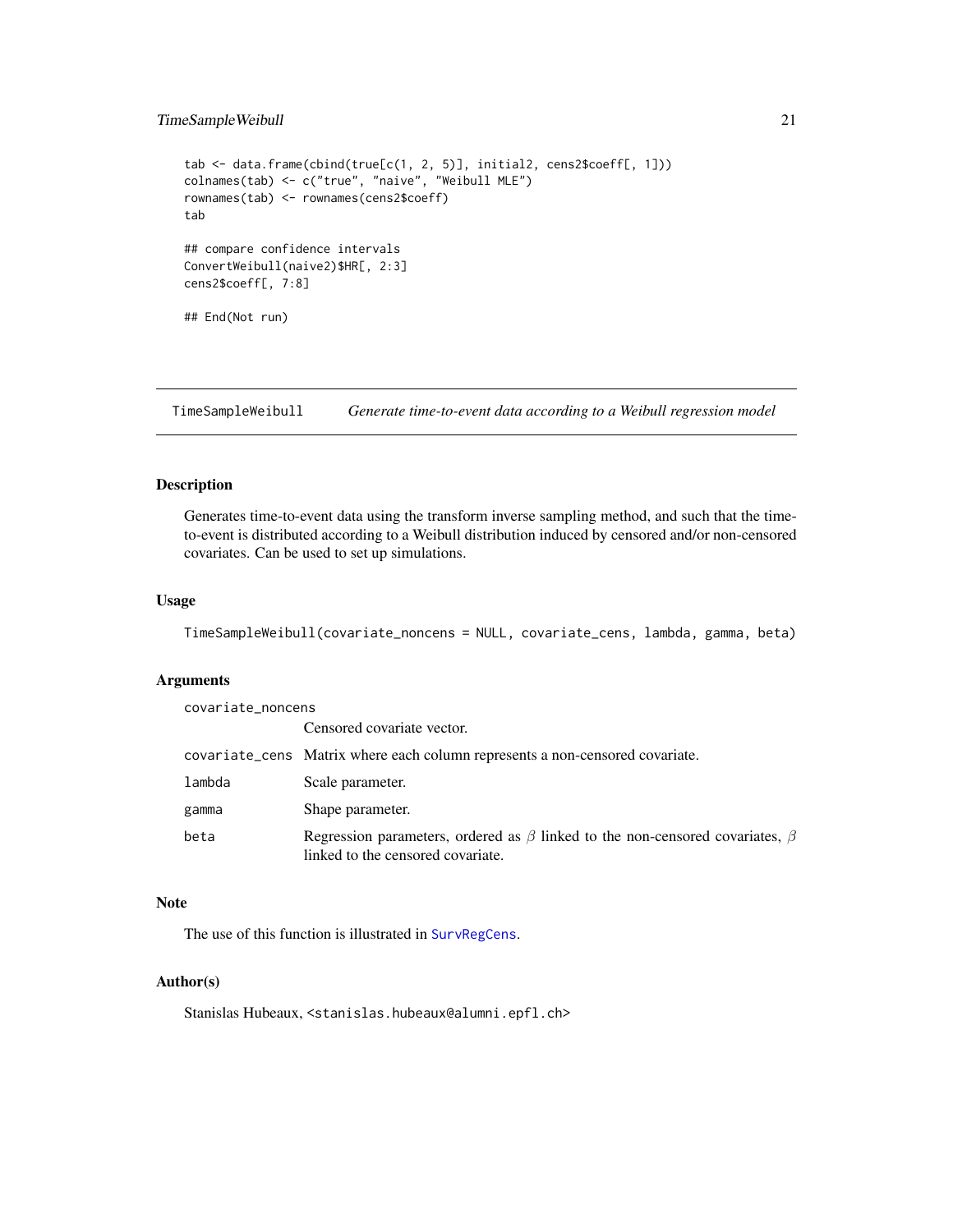```
tab <- data.frame(cbind(true[c(1, 2, 5)], initial2, cens2$coeff[, 1]))
colnames(tab) <- c("true", "naive", "Weibull MLE")
rownames(tab) <- rownames(cens2$coeff)
tab

## compare confidence intervals
ConvertWeibull(naive2)$HR[, 2:3]
cens2$coeff[, 7:8]

## End(Not run)
```

---

## TimeSampleWeibull — *Generate time-to-event data according to a Weibull regression model*

### Description

Generates time-to-event data using the transform inverse sampling method, and such that the time-to-event is distributed according to a Weibull distribution induced by censored and/or non-censored covariates. Can be used to set up simulations.

### Usage

```
TimeSampleWeibull(covariate_noncens = NULL, covariate_cens, lambda, gamma, beta)
```

### Arguments

| | |
|---|---|
| `covariate_noncens` | Censored covariate vector. |
| `covariate_cens` | Matrix where each column represents a non-censored covariate. |
| `lambda` | Scale parameter. |
| `gamma` | Shape parameter. |
| `beta` | Regression parameters, ordered as $\beta$ linked to the non-censored covariates, $\beta$ linked to the censored covariate. |

### Note

The use of this function is illustrated in SurvRegCens.

### Author(s)

Stanislas Hubeaux, <stanislas.hubeaux@alumni.epfl.ch>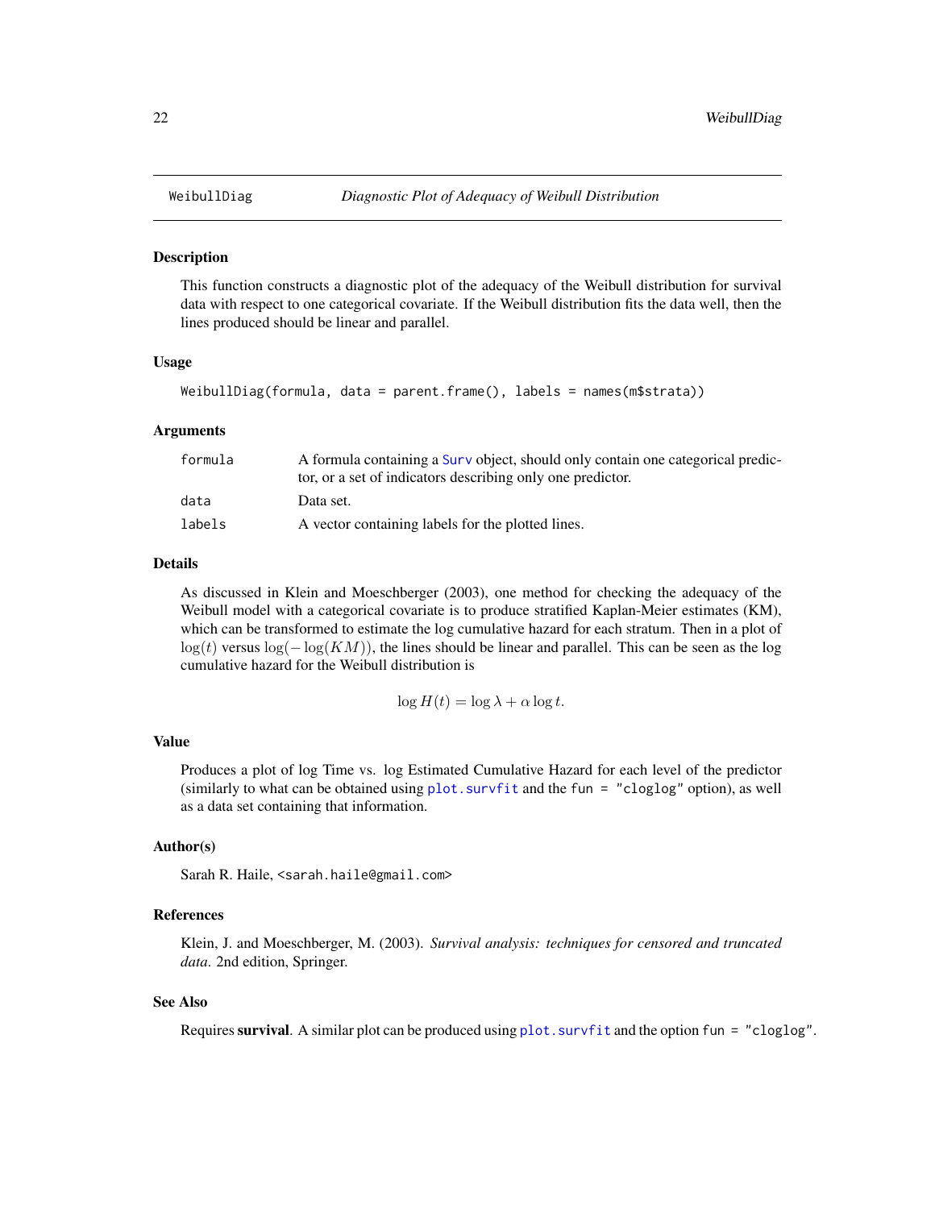# WeibullDiag    *Diagnostic Plot of Adequacy of Weibull Distribution*

## Description

This function constructs a diagnostic plot of the adequacy of the Weibull distribution for survival data with respect to one categorical covariate. If the Weibull distribution fits the data well, then the lines produced should be linear and parallel.

## Usage

```
WeibullDiag(formula, data = parent.frame(), labels = names(m$strata))
```

## Arguments

| | |
|---|---|
| `formula` | A formula containing a `Surv` object, should only contain one categorical predictor, or a set of indicators describing only one predictor. |
| `data` | Data set. |
| `labels` | A vector containing labels for the plotted lines. |

## Details

As discussed in Klein and Moeschberger (2003), one method for checking the adequacy of the Weibull model with a categorical covariate is to produce stratified Kaplan-Meier estimates (KM), which can be transformed to estimate the log cumulative hazard for each stratum. Then in a plot of $\log(t)$ versus $\log(-\log(KM))$, the lines should be linear and parallel. This can be seen as the log cumulative hazard for the Weibull distribution is

$$\log H(t) = \log \lambda + \alpha \log t.$$

## Value

Produces a plot of log Time vs. log Estimated Cumulative Hazard for each level of the predictor (similarly to what can be obtained using `plot.survfit` and the `fun = "cloglog"` option), as well as a data set containing that information.

## Author(s)

Sarah R. Haile, <sarah.haile@gmail.com>

## References

Klein, J. and Moeschberger, M. (2003). *Survival analysis: techniques for censored and truncated data.* 2nd edition, Springer.

## See Also

Requires **survival**. A similar plot can be produced using `plot.survfit` and the option `fun = "cloglog"`.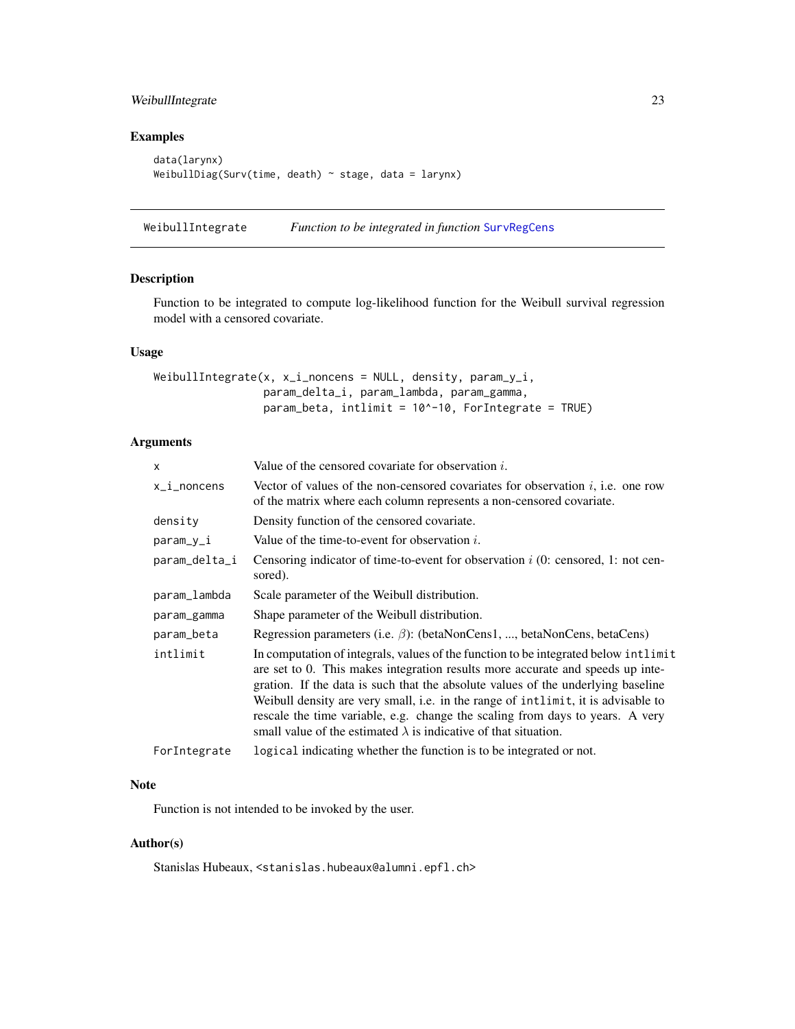## Examples

```
data(larynx)
WeibullDiag(Surv(time, death) ~ stage, data = larynx)
```

---

## WeibullIntegrate — *Function to be integrated in function* SurvRegCens

### Description

Function to be integrated to compute log-likelihood function for the Weibull survival regression model with a censored covariate.

### Usage

```
WeibullIntegrate(x, x_i_noncens = NULL, density, param_y_i,
                 param_delta_i, param_lambda, param_gamma,
                 param_beta, intlimit = 10^-10, ForIntegrate = TRUE)
```

### Arguments

| | |
|---|---|
| x | Value of the censored covariate for observation $i$. |
| x_i_noncens | Vector of values of the non-censored covariates for observation $i$, i.e. one row of the matrix where each column represents a non-censored covariate. |
| density | Density function of the censored covariate. |
| param_y_i | Value of the time-to-event for observation $i$. |
| param_delta_i | Censoring indicator of time-to-event for observation $i$ (0: censored, 1: not censored). |
| param_lambda | Scale parameter of the Weibull distribution. |
| param_gamma | Shape parameter of the Weibull distribution. |
| param_beta | Regression parameters (i.e. $\beta$): (betaNonCens1, ..., betaNonCens, betaCens) |
| intlimit | In computation of integrals, values of the function to be integrated below `intlimit` are set to 0. This makes integration results more accurate and speeds up integration. If the data is such that the absolute values of the underlying baseline Weibull density are very small, i.e. in the range of `intlimit`, it is advisable to rescale the time variable, e.g. change the scaling from days to years. A very small value of the estimated $\lambda$ is indicative of that situation. |
| ForIntegrate | `logical` indicating whether the function is to be integrated or not. |

### Note

Function is not intended to be invoked by the user.

### Author(s)

Stanislas Hubeaux, <stanislas.hubeaux@alumni.epfl.ch>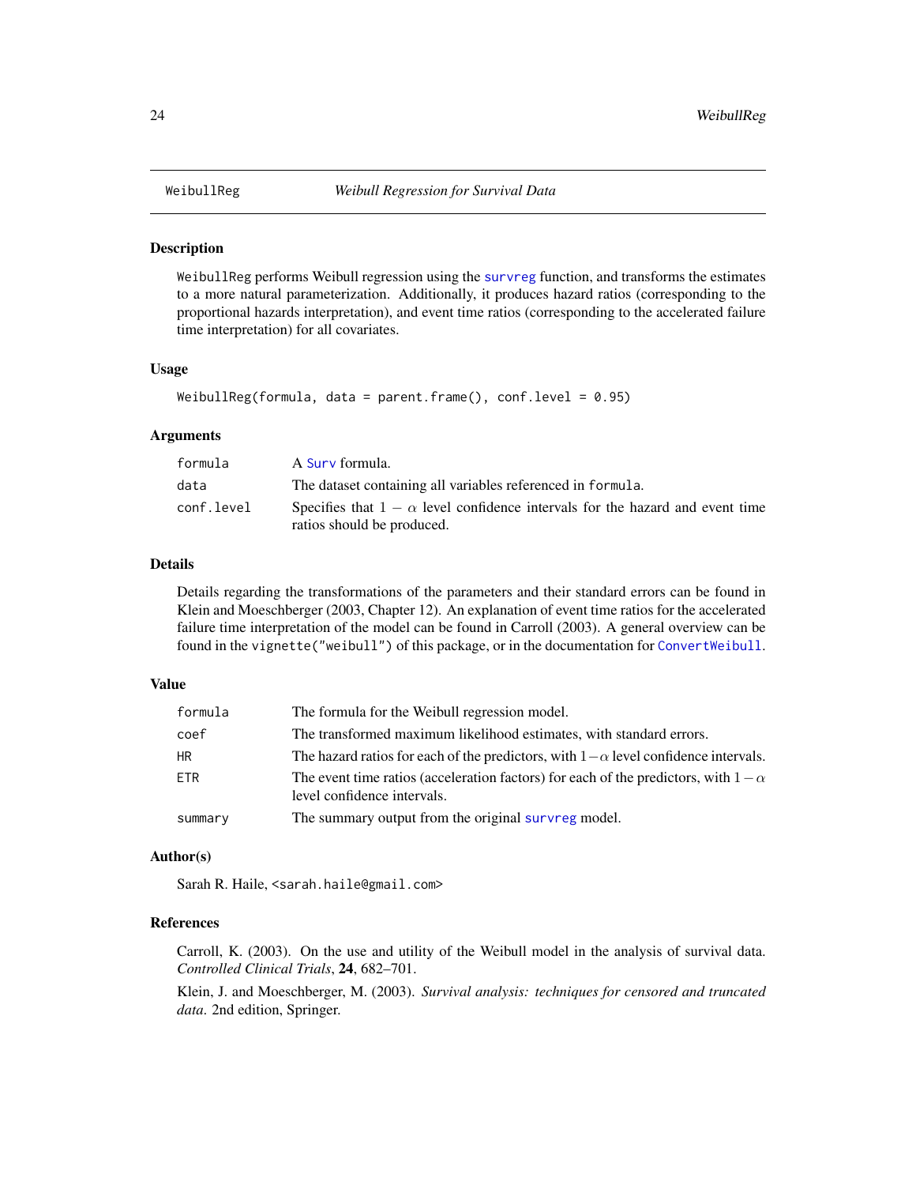# WeibullReg — *Weibull Regression for Survival Data*

## Description

`WeibullReg` performs Weibull regression using the `survreg` function, and transforms the estimates to a more natural parameterization. Additionally, it produces hazard ratios (corresponding to the proportional hazards interpretation), and event time ratios (corresponding to the accelerated failure time interpretation) for all covariates.

## Usage

```
WeibullReg(formula, data = parent.frame(), conf.level = 0.95)
```

## Arguments

| | |
|---|---|
| `formula` | A `Surv` formula. |
| `data` | The dataset containing all variables referenced in `formula`. |
| `conf.level` | Specifies that $1 - \alpha$ level confidence intervals for the hazard and event time ratios should be produced. |

## Details

Details regarding the transformations of the parameters and their standard errors can be found in Klein and Moeschberger (2003, Chapter 12). An explanation of event time ratios for the accelerated failure time interpretation of the model can be found in Carroll (2003). A general overview can be found in the `vignette("weibull")` of this package, or in the documentation for `ConvertWeibull`.

## Value

| | |
|---|---|
| `formula` | The formula for the Weibull regression model. |
| `coef` | The transformed maximum likelihood estimates, with standard errors. |
| `HR` | The hazard ratios for each of the predictors, with $1-\alpha$ level confidence intervals. |
| `ETR` | The event time ratios (acceleration factors) for each of the predictors, with $1-\alpha$ level confidence intervals. |
| `summary` | The summary output from the original `survreg` model. |

## Author(s)

Sarah R. Haile, <sarah.haile@gmail.com>

## References

Carroll, K. (2003). On the use and utility of the Weibull model in the analysis of survival data. *Controlled Clinical Trials*, **24**, 682–701.

Klein, J. and Moeschberger, M. (2003). *Survival analysis: techniques for censored and truncated data*. 2nd edition, Springer.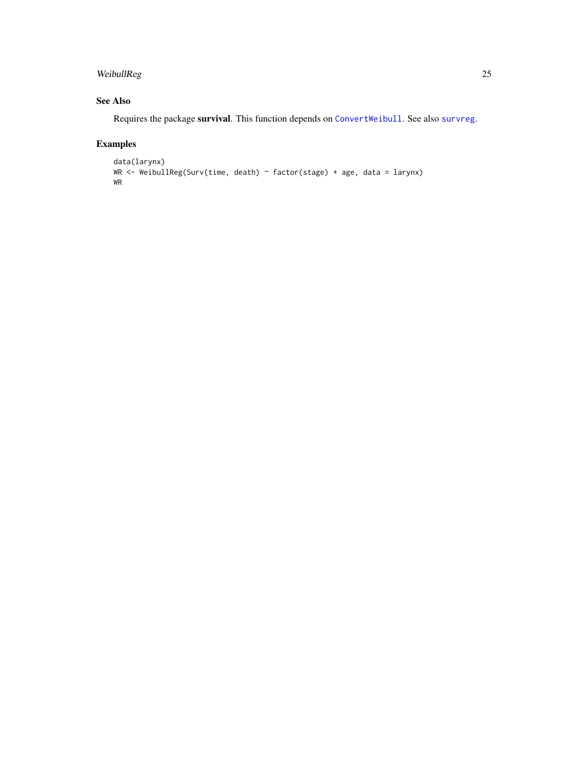## See Also

Requires the package **survival**. This function depends on `ConvertWeibull`. See also `survreg`.

## Examples

```
data(larynx)
WR <- WeibullReg(Surv(time, death) ~ factor(stage) + age, data = larynx)
WR
```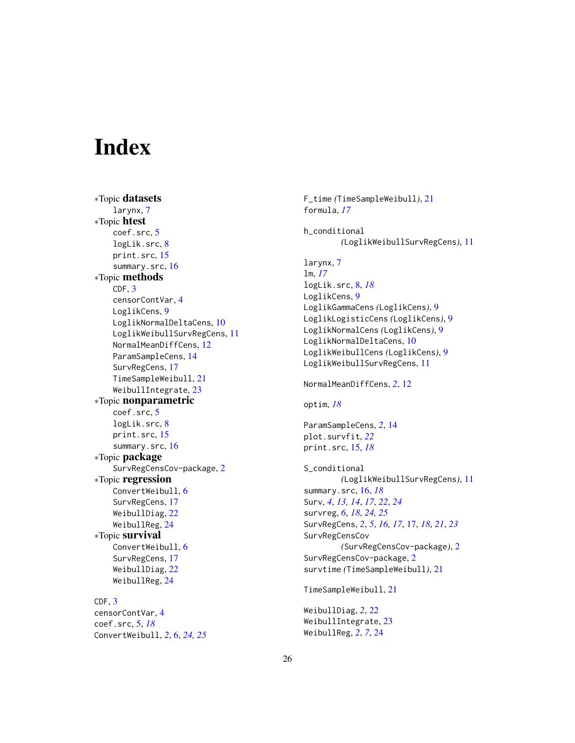# Index

*Topic **datasets**
- larynx, 7

*Topic **htest**
- coef.src, 5
- logLik.src, 8
- print.src, 15
- summary.src, 16

*Topic **methods**
- CDF, 3
- censorContVar, 4
- LoglikCens, 9
- LoglikNormalDeltaCens, 10
- LoglikWeibullSurvRegCens, 11
- NormalMeanDiffCens, 12
- ParamSampleCens, 14
- SurvRegCens, 17
- TimeSampleWeibull, 21
- WeibullIntegrate, 23

*Topic **nonparametric**
- coef.src, 5
- logLik.src, 8
- print.src, 15
- summary.src, 16

*Topic **package**
- SurvRegCensCov-package, 2

*Topic **regression**
- ConvertWeibull, 6
- SurvRegCens, 17
- WeibullDiag, 22
- WeibullReg, 24

*Topic **survival**
- ConvertWeibull, 6
- SurvRegCens, 17
- WeibullDiag, 22
- WeibullReg, 24

CDF, 3
censorContVar, 4
coef.src, 5, *18*
ConvertWeibull, *2*, 6, *24, 25*

F_time *(TimeSampleWeibull)*, 21
formula, *17*

h_conditional *(LoglikWeibullSurvRegCens)*, 11

larynx, 7
lm, *17*
logLik.src, 8, *18*
LoglikCens, 9
LoglikGammaCens *(LoglikCens)*, 9
LoglikLogisticCens *(LoglikCens)*, 9
LoglikNormalCens *(LoglikCens)*, 9
LoglikNormalDeltaCens, 10
LoglikWeibullCens *(LoglikCens)*, 9
LoglikWeibullSurvRegCens, 11

NormalMeanDiffCens, *2*, 12

optim, *18*

ParamSampleCens, *2*, 14
plot.survfit, *22*
print.src, 15, *18*

S_conditional *(LoglikWeibullSurvRegCens)*, 11
summary.src, 16, *18*
Surv, *4*, *13, 14*, *17*, *22*, *24*
survreg, *6*, *18*, *24, 25*
SurvRegCens, *2*, *5*, *16, 17*, 17, *18*, *21*, *23*
SurvRegCensCov *(SurvRegCensCov-package)*, 2
SurvRegCensCov-package, 2
survtime *(TimeSampleWeibull)*, 21

TimeSampleWeibull, 21

WeibullDiag, *2*, 22
WeibullIntegrate, 23
WeibullReg, *2*, *7*, 24